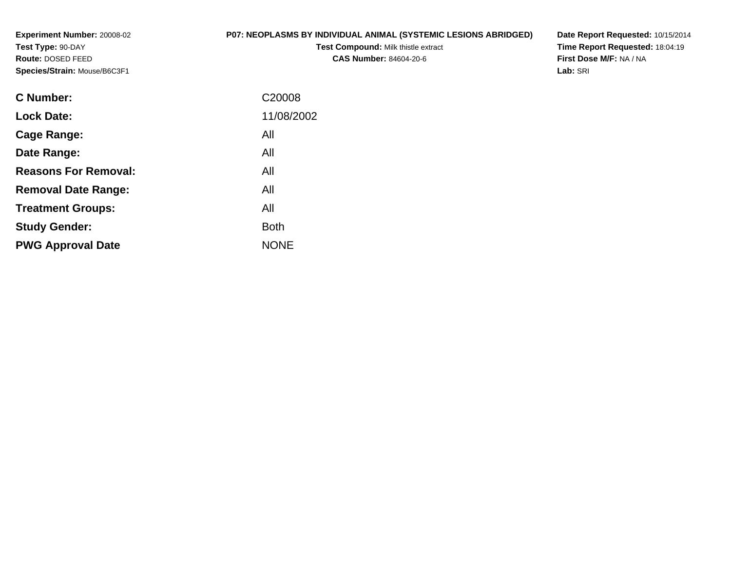**Experiment Number:** 20008-02
**Test Type:** 90-DAY
**Route:** DOSED FEED
**Species/Strain:** Mouse/B6C3F1

**P07: NEOPLASMS BY INDIVIDUAL ANIMAL (SYSTEMIC LESIONS ABRIDGED)**
**Test Compound:** Milk thistle extract
**CAS Number:** 84604-20-6

**Date Report Requested:** 10/15/2014
**Time Report Requested:** 18:04:19
**First Dose M/F:** NA / NA
**Lab:** SRI

| | |
|---|---|
| **C Number:** | C20008 |
| **Lock Date:** | 11/08/2002 |
| **Cage Range:** | All |
| **Date Range:** | All |
| **Reasons For Removal:** | All |
| **Removal Date Range:** | All |
| **Treatment Groups:** | All |
| **Study Gender:** | Both |
| **PWG Approval Date** | NONE |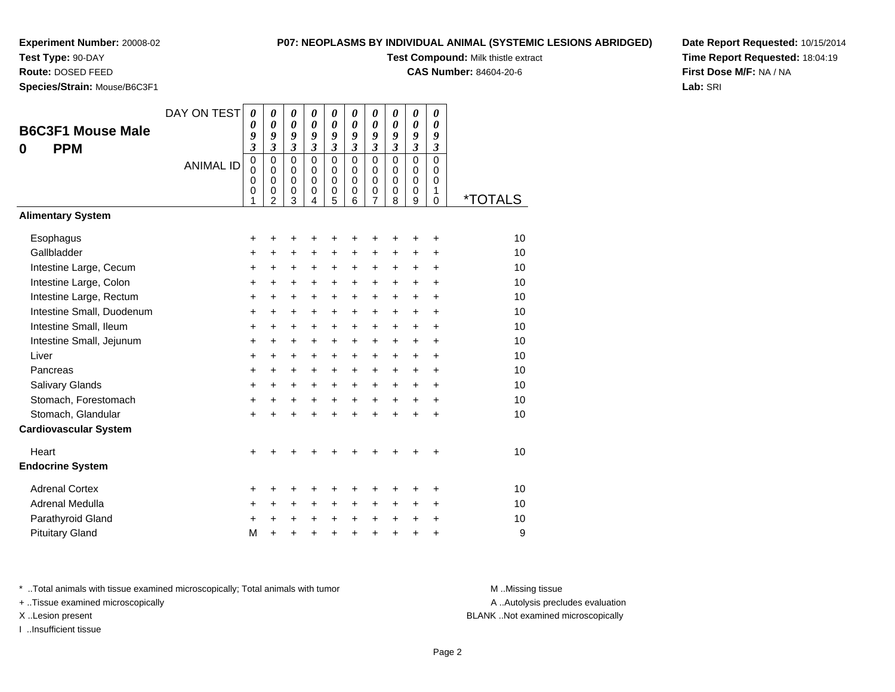**Experiment Number:** 20008-02
**Test Type:** 90-DAY
**Route:** DOSED FEED
**Species/Strain:** Mouse/B6C3F1

**P07: NEOPLASMS BY INDIVIDUAL ANIMAL (SYSTEMIC LESIONS ABRIDGED)**
**Test Compound:** Milk thistle extract
**CAS Number:** 84604-20-6

**Date Report Requested:** 10/15/2014
**Time Report Requested:** 18:04:19
**First Dose M/F:** NA / NA
**Lab:** SRI

## B6C3F1 Mouse Male
## 0 PPM

| DAY ON TEST | 0093 | 0093 | 0093 | 0093 | 0093 | 0093 | 0093 | 0093 | 0093 | 0093 | |
|---|---|---|---|---|---|---|---|---|---|---|---|
| ANIMAL ID | 00001 | 00002 | 00003 | 00004 | 00005 | 00006 | 00007 | 00008 | 00009 | 00010 | *TOTALS |
| **Alimentary System** | | | | | | | | | | | |
| Esophagus | + | + | + | + | + | + | + | + | + | + | 10 |
| Gallbladder | + | + | + | + | + | + | + | + | + | + | 10 |
| Intestine Large, Cecum | + | + | + | + | + | + | + | + | + | + | 10 |
| Intestine Large, Colon | + | + | + | + | + | + | + | + | + | + | 10 |
| Intestine Large, Rectum | + | + | + | + | + | + | + | + | + | + | 10 |
| Intestine Small, Duodenum | + | + | + | + | + | + | + | + | + | + | 10 |
| Intestine Small, Ileum | + | + | + | + | + | + | + | + | + | + | 10 |
| Intestine Small, Jejunum | + | + | + | + | + | + | + | + | + | + | 10 |
| Liver | + | + | + | + | + | + | + | + | + | + | 10 |
| Pancreas | + | + | + | + | + | + | + | + | + | + | 10 |
| Salivary Glands | + | + | + | + | + | + | + | + | + | + | 10 |
| Stomach, Forestomach | + | + | + | + | + | + | + | + | + | + | 10 |
| Stomach, Glandular | + | + | + | + | + | + | + | + | + | + | 10 |
| **Cardiovascular System** | | | | | | | | | | | |
| Heart | + | + | + | + | + | + | + | + | + | + | 10 |
| **Endocrine System** | | | | | | | | | | | |
| Adrenal Cortex | + | + | + | + | + | + | + | + | + | + | 10 |
| Adrenal Medulla | + | + | + | + | + | + | + | + | + | + | 10 |
| Parathyroid Gland | + | + | + | + | + | + | + | + | + | + | 10 |
| Pituitary Gland | M | + | + | + | + | + | + | + | + | + | 9 |

\* ..Total animals with tissue examined microscopically; Total animals with tumor
+ ..Tissue examined microscopically
X ..Lesion present
I ..Insufficient tissue

M ..Missing tissue
A ..Autolysis precludes evaluation
BLANK ..Not examined microscopically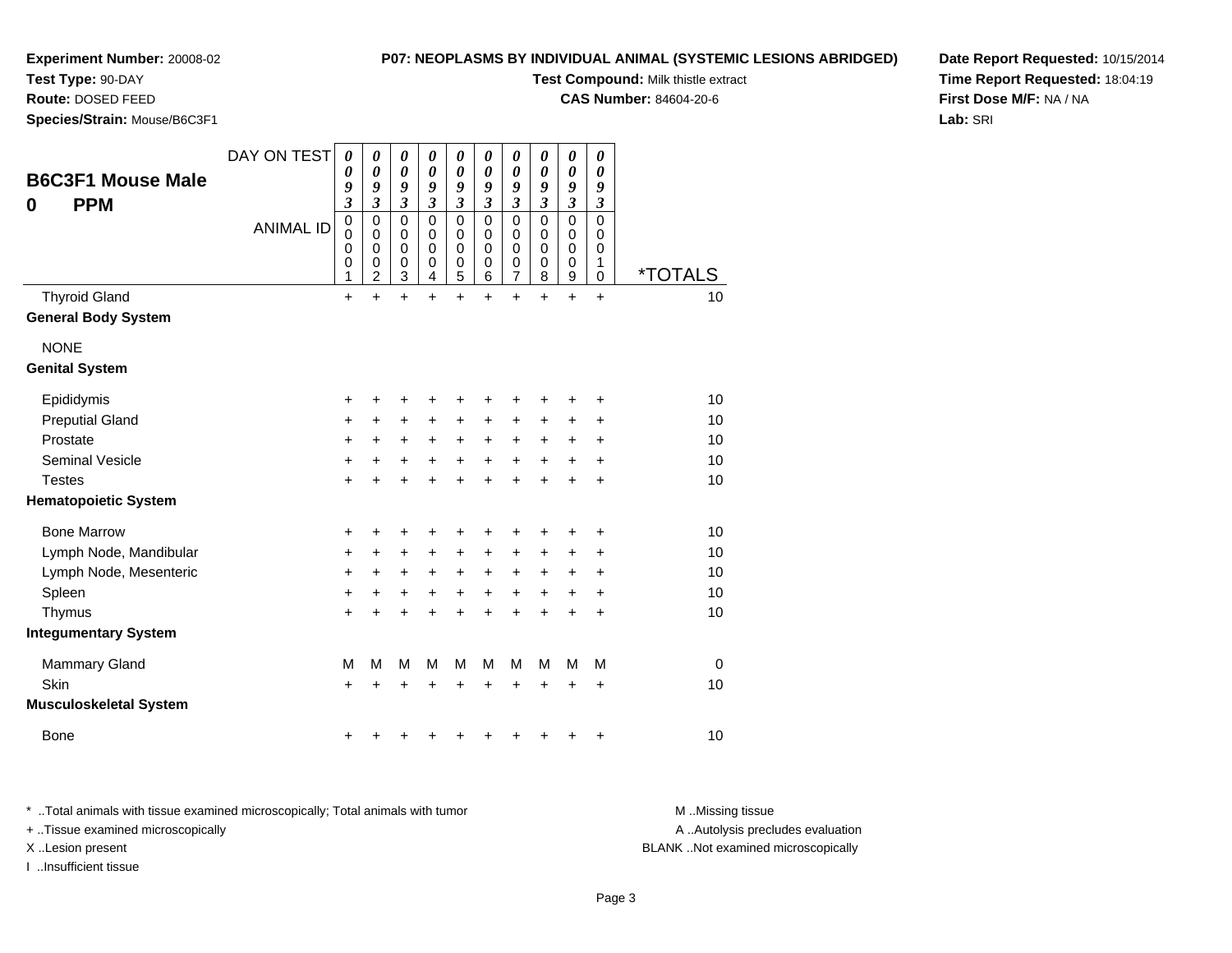**Experiment Number:** 20008-02
**Test Type:** 90-DAY
**Route:** DOSED FEED
**Species/Strain:** Mouse/B6C3F1

**P07: NEOPLASMS BY INDIVIDUAL ANIMAL (SYSTEMIC LESIONS ABRIDGED)**
**Test Compound:** Milk thistle extract
**CAS Number:** 84604-20-6

**Date Report Requested:** 10/15/2014
**Time Report Requested:** 18:04:19
**First Dose M/F:** NA / NA
**Lab:** SRI

## B6C3F1 Mouse Male
## 0 PPM

| DAY ON TEST | 0093 | 0093 | 0093 | 0093 | 0093 | 0093 | 0093 | 0093 | 0093 | 0093 | |
|---|---|---|---|---|---|---|---|---|---|---|---|
| ANIMAL ID | 00001 | 00002 | 00003 | 00004 | 00005 | 00006 | 00007 | 00008 | 00009 | 00010 | *TOTALS |
| Thyroid Gland | + | + | + | + | + | + | + | + | + | + | 10 |
| **General Body System** | | | | | | | | | | | |
| NONE | | | | | | | | | | | |
| **Genital System** | | | | | | | | | | | |
| Epididymis | + | + | + | + | + | + | + | + | + | + | 10 |
| Preputial Gland | + | + | + | + | + | + | + | + | + | + | 10 |
| Prostate | + | + | + | + | + | + | + | + | + | + | 10 |
| Seminal Vesicle | + | + | + | + | + | + | + | + | + | + | 10 |
| Testes | + | + | + | + | + | + | + | + | + | + | 10 |
| **Hematopoietic System** | | | | | | | | | | | |
| Bone Marrow | + | + | + | + | + | + | + | + | + | + | 10 |
| Lymph Node, Mandibular | + | + | + | + | + | + | + | + | + | + | 10 |
| Lymph Node, Mesenteric | + | + | + | + | + | + | + | + | + | + | 10 |
| Spleen | + | + | + | + | + | + | + | + | + | + | 10 |
| Thymus | + | + | + | + | + | + | + | + | + | + | 10 |
| **Integumentary System** | | | | | | | | | | | |
| Mammary Gland | M | M | M | M | M | M | M | M | M | M | 0 |
| Skin | + | + | + | + | + | + | + | + | + | + | 10 |
| **Musculoskeletal System** | | | | | | | | | | | |
| Bone | + | + | + | + | + | + | + | + | + | + | 10 |

* ..Total animals with tissue examined microscopically; Total animals with tumor
+ ..Tissue examined microscopically
X ..Lesion present
I ..Insufficient tissue

M ..Missing tissue
A ..Autolysis precludes evaluation
BLANK ..Not examined microscopically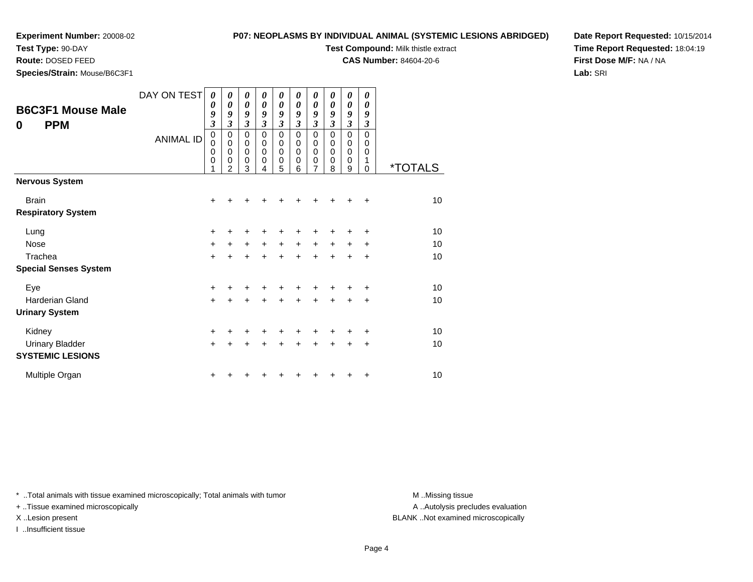**Experiment Number:** 20008-02
**Test Type:** 90-DAY
**Route:** DOSED FEED
**Species/Strain:** Mouse/B6C3F1

**P07: NEOPLASMS BY INDIVIDUAL ANIMAL (SYSTEMIC LESIONS ABRIDGED)**
**Test Compound:** Milk thistle extract
**CAS Number:** 84604-20-6

**Date Report Requested:** 10/15/2014
**Time Report Requested:** 18:04:19
**First Dose M/F:** NA / NA
**Lab:** SRI

## B6C3F1 Mouse Male
## 0 PPM

| DAY ON TEST | 0093 | 0093 | 0093 | 0093 | 0093 | 0093 | 0093 | 0093 | 0093 | 0093 | |
|---|---|---|---|---|---|---|---|---|---|---|---|
| ANIMAL ID | 00001 | 00002 | 00003 | 00004 | 00005 | 00006 | 00007 | 00008 | 00009 | 00010 | *TOTALS |
| **Nervous System** | | | | | | | | | | | |
| Brain | + | + | + | + | + | + | + | + | + | + | 10 |
| **Respiratory System** | | | | | | | | | | | |
| Lung | + | + | + | + | + | + | + | + | + | + | 10 |
| Nose | + | + | + | + | + | + | + | + | + | + | 10 |
| Trachea | + | + | + | + | + | + | + | + | + | + | 10 |
| **Special Senses System** | | | | | | | | | | | |
| Eye | + | + | + | + | + | + | + | + | + | + | 10 |
| Harderian Gland | + | + | + | + | + | + | + | + | + | + | 10 |
| **Urinary System** | | | | | | | | | | | |
| Kidney | + | + | + | + | + | + | + | + | + | + | 10 |
| Urinary Bladder | + | + | + | + | + | + | + | + | + | + | 10 |
| **SYSTEMIC LESIONS** | | | | | | | | | | | |
| Multiple Organ | + | + | + | + | + | + | + | + | + | + | 10 |

* ..Total animals with tissue examined microscopically; Total animals with tumor
+ ..Tissue examined microscopically
X ..Lesion present
I ..Insufficient tissue

M ..Missing tissue
A ..Autolysis precludes evaluation
BLANK ..Not examined microscopically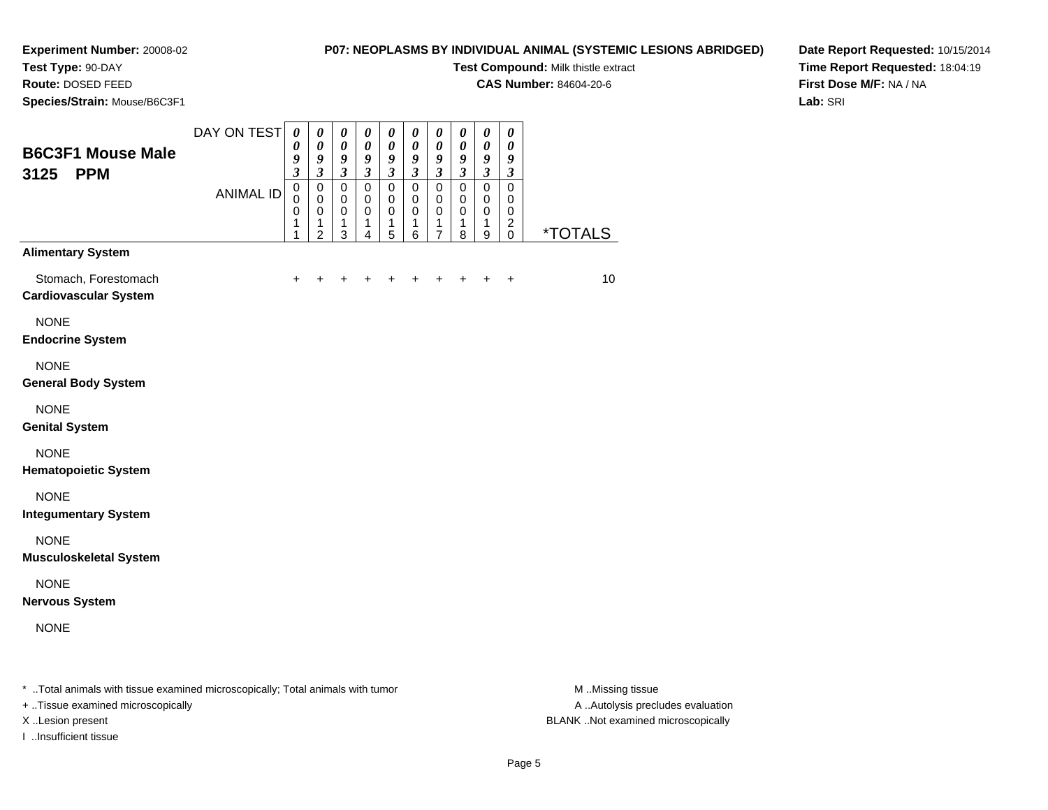**Experiment Number:** 20008-02
**Test Type:** 90-DAY
**Route:** DOSED FEED
**Species/Strain:** Mouse/B6C3F1

**P07: NEOPLASMS BY INDIVIDUAL ANIMAL (SYSTEMIC LESIONS ABRIDGED)**
**Test Compound:** Milk thistle extract
**CAS Number:** 84604-20-6

**Date Report Requested:** 10/15/2014
**Time Report Requested:** 18:04:19
**First Dose M/F:** NA / NA
**Lab:** SRI

## B6C3F1 Mouse Male 3125 PPM

| DAY ON TEST | 0093 | 0093 | 0093 | 0093 | 0093 | 0093 | 0093 | 0093 | 0093 | 0093 | |
|---|---|---|---|---|---|---|---|---|---|---|---|
| ANIMAL ID | 00011 | 00012 | 00013 | 00014 | 00015 | 00016 | 00017 | 00018 | 00019 | 00020 | *TOTALS |
| **Alimentary System** | | | | | | | | | | | |
| Stomach, Forestomach | + | + | + | + | + | + | + | + | + | + | 10 |
| **Cardiovascular System** | | | | | | | | | | | |
| NONE | | | | | | | | | | | |
| **Endocrine System** | | | | | | | | | | | |
| NONE | | | | | | | | | | | |
| **General Body System** | | | | | | | | | | | |
| NONE | | | | | | | | | | | |
| **Genital System** | | | | | | | | | | | |
| NONE | | | | | | | | | | | |
| **Hematopoietic System** | | | | | | | | | | | |
| NONE | | | | | | | | | | | |
| **Integumentary System** | | | | | | | | | | | |
| NONE | | | | | | | | | | | |
| **Musculoskeletal System** | | | | | | | | | | | |
| NONE | | | | | | | | | | | |
| **Nervous System** | | | | | | | | | | | |
| NONE | | | | | | | | | | | |

* ..Total animals with tissue examined microscopically; Total animals with tumor
+ ..Tissue examined microscopically
X ..Lesion present
I ..Insufficient tissue

M ..Missing tissue
A ..Autolysis precludes evaluation
BLANK ..Not examined microscopically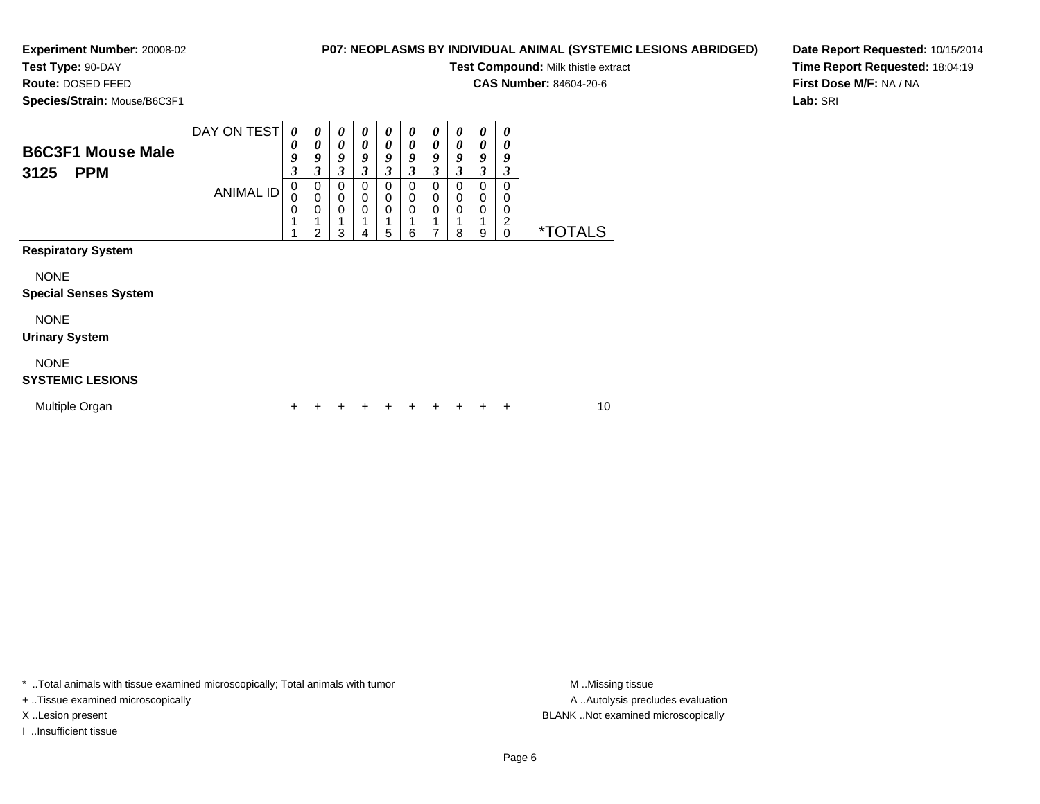**Experiment Number:** 20008-02
**Test Type:** 90-DAY
**Route:** DOSED FEED
**Species/Strain:** Mouse/B6C3F1

**P07: NEOPLASMS BY INDIVIDUAL ANIMAL (SYSTEMIC LESIONS ABRIDGED)**
**Test Compound:** Milk thistle extract
**CAS Number:** 84604-20-6

**Date Report Requested:** 10/15/2014
**Time Report Requested:** 18:04:19
**First Dose M/F:** NA / NA
**Lab:** SRI

## B6C3F1 Mouse Male
## 3125 PPM

| DAY ON TEST | 0093 | 0093 | 0093 | 0093 | 0093 | 0093 | 0093 | 0093 | 0093 | 0093 | |
|---|---|---|---|---|---|---|---|---|---|---|---|
| ANIMAL ID | 00011 | 00012 | 00013 | 00014 | 00015 | 00016 | 00017 | 00018 | 00019 | 00020 | *TOTALS |
| **Respiratory System** | | | | | | | | | | | |
| NONE | | | | | | | | | | | |
| **Special Senses System** | | | | | | | | | | | |
| NONE | | | | | | | | | | | |
| **Urinary System** | | | | | | | | | | | |
| NONE | | | | | | | | | | | |
| **SYSTEMIC LESIONS** | | | | | | | | | | | |
| Multiple Organ | + | + | + | + | + | + | + | + | + | + | 10 |

* ..Total animals with tissue examined microscopically; Total animals with tumor
+ ..Tissue examined microscopically
X ..Lesion present
I ..Insufficient tissue

M ..Missing tissue
A ..Autolysis precludes evaluation
BLANK ..Not examined microscopically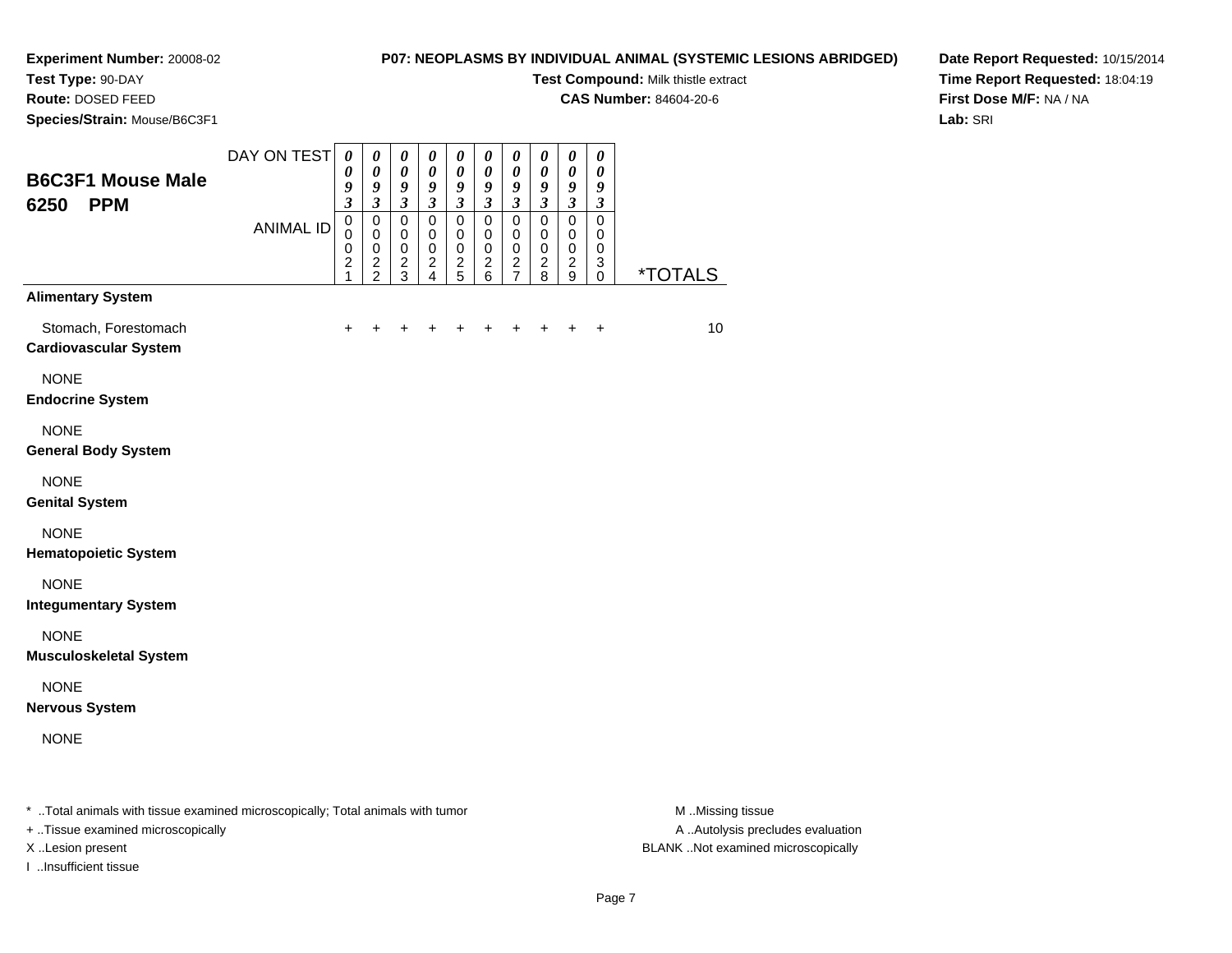**Experiment Number:** 20008-02
**Test Type:** 90-DAY
**Route:** DOSED FEED
**Species/Strain:** Mouse/B6C3F1

**P07: NEOPLASMS BY INDIVIDUAL ANIMAL (SYSTEMIC LESIONS ABRIDGED)**
**Test Compound:** Milk thistle extract
**CAS Number:** 84604-20-6

**Date Report Requested:** 10/15/2014
**Time Report Requested:** 18:04:19
**First Dose M/F:** NA / NA
**Lab:** SRI

## B6C3F1 Mouse Male 6250 PPM

| DAY ON TEST | 0093 | 0093 | 0093 | 0093 | 0093 | 0093 | 0093 | 0093 | 0093 | 0093 | |
|---|---|---|---|---|---|---|---|---|---|---|---|
| ANIMAL ID | 00021 | 00022 | 00023 | 00024 | 00025 | 00026 | 00027 | 00028 | 00029 | 00030 | *TOTALS |
| **Alimentary System** | | | | | | | | | | | |
| Stomach, Forestomach | + | + | + | + | + | + | + | + | + | + | 10 |
| **Cardiovascular System** | | | | | | | | | | | |
| NONE | | | | | | | | | | | |
| **Endocrine System** | | | | | | | | | | | |
| NONE | | | | | | | | | | | |
| **General Body System** | | | | | | | | | | | |
| NONE | | | | | | | | | | | |
| **Genital System** | | | | | | | | | | | |
| NONE | | | | | | | | | | | |
| **Hematopoietic System** | | | | | | | | | | | |
| NONE | | | | | | | | | | | |
| **Integumentary System** | | | | | | | | | | | |
| NONE | | | | | | | | | | | |
| **Musculoskeletal System** | | | | | | | | | | | |
| NONE | | | | | | | | | | | |
| **Nervous System** | | | | | | | | | | | |
| NONE | | | | | | | | | | | |

* ..Total animals with tissue examined microscopically; Total animals with tumor
+ ..Tissue examined microscopically
X ..Lesion present
I ..Insufficient tissue

M ..Missing tissue
A ..Autolysis precludes evaluation
BLANK ..Not examined microscopically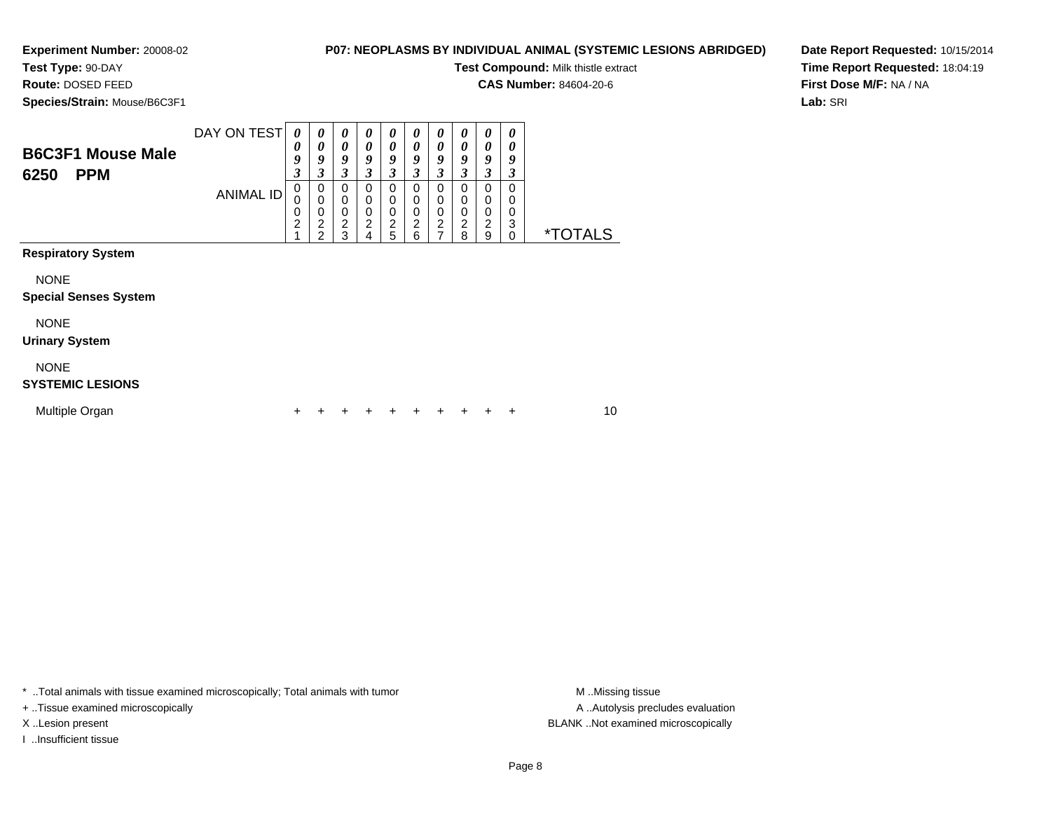**Experiment Number:** 20008-02
**Test Type:** 90-DAY
**Route:** DOSED FEED
**Species/Strain:** Mouse/B6C3F1

**P07: NEOPLASMS BY INDIVIDUAL ANIMAL (SYSTEMIC LESIONS ABRIDGED)**
**Test Compound:** Milk thistle extract
**CAS Number:** 84604-20-6

**Date Report Requested:** 10/15/2014
**Time Report Requested:** 18:04:19
**First Dose M/F:** NA / NA
**Lab:** SRI

## B6C3F1 Mouse Male
## 6250 PPM

| DAY ON TEST | 0093 | 0093 | 0093 | 0093 | 0093 | 0093 | 0093 | 0093 | 0093 | 0093 | |
|---|---|---|---|---|---|---|---|---|---|---|---|
| ANIMAL ID | 00021 | 00022 | 00023 | 00024 | 00025 | 00026 | 00027 | 00028 | 00029 | 00030 | *TOTALS |
| **Respiratory System** | | | | | | | | | | | |
| NONE | | | | | | | | | | | |
| **Special Senses System** | | | | | | | | | | | |
| NONE | | | | | | | | | | | |
| **Urinary System** | | | | | | | | | | | |
| NONE | | | | | | | | | | | |
| **SYSTEMIC LESIONS** | | | | | | | | | | | |
| Multiple Organ | + | + | + | + | + | + | + | + | + | + | 10 |

* ..Total animals with tissue examined microscopically; Total animals with tumor
+ ..Tissue examined microscopically
X ..Lesion present
I ..Insufficient tissue

M ..Missing tissue
A ..Autolysis precludes evaluation
BLANK ..Not examined microscopically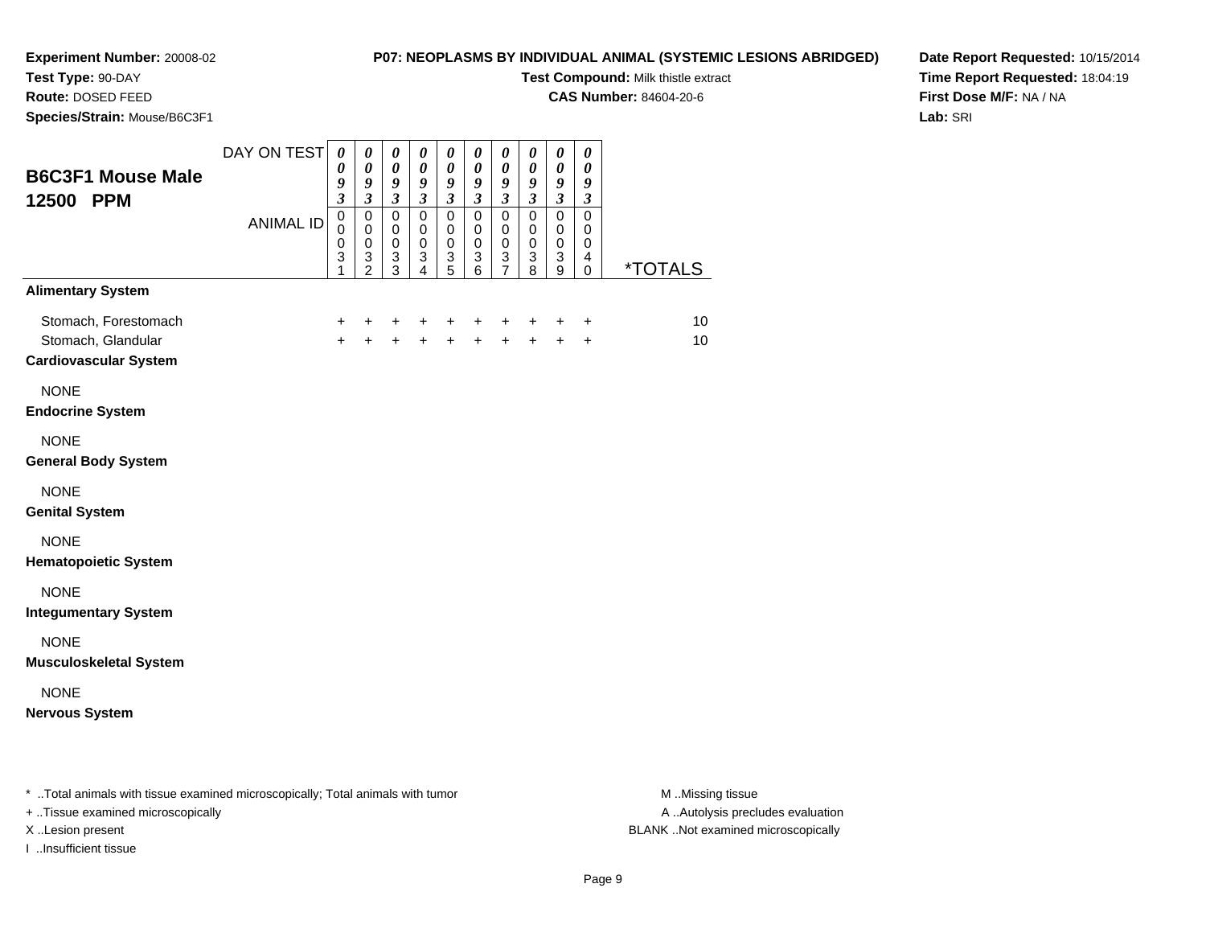**Experiment Number:** 20008-02
**Test Type:** 90-DAY
**Route:** DOSED FEED
**Species/Strain:** Mouse/B6C3F1

**P07: NEOPLASMS BY INDIVIDUAL ANIMAL (SYSTEMIC LESIONS ABRIDGED)**
**Test Compound:** Milk thistle extract
**CAS Number:** 84604-20-6

**Date Report Requested:** 10/15/2014
**Time Report Requested:** 18:04:19
**First Dose M/F:** NA / NA
**Lab:** SRI

## B6C3F1 Mouse Male 12500 PPM

| DAY ON TEST | 0093 | 0093 | 0093 | 0093 | 0093 | 0093 | 0093 | 0093 | 0093 | 0093 | |
|---|---|---|---|---|---|---|---|---|---|---|---|
| ANIMAL ID | 00031 | 00032 | 00033 | 00034 | 00035 | 00036 | 00037 | 00038 | 00039 | 00040 | *TOTALS |
| **Alimentary System** | | | | | | | | | | | |
| Stomach, Forestomach | + | + | + | + | + | + | + | + | + | + | 10 |
| Stomach, Glandular | + | + | + | + | + | + | + | + | + | + | 10 |
| **Cardiovascular System** | | | | | | | | | | | |
| NONE | | | | | | | | | | | |
| **Endocrine System** | | | | | | | | | | | |
| NONE | | | | | | | | | | | |
| **General Body System** | | | | | | | | | | | |
| NONE | | | | | | | | | | | |
| **Genital System** | | | | | | | | | | | |
| NONE | | | | | | | | | | | |
| **Hematopoietic System** | | | | | | | | | | | |
| NONE | | | | | | | | | | | |
| **Integumentary System** | | | | | | | | | | | |
| NONE | | | | | | | | | | | |
| **Musculoskeletal System** | | | | | | | | | | | |
| NONE | | | | | | | | | | | |
| **Nervous System** | | | | | | | | | | | |

* ..Total animals with tissue examined microscopically; Total animals with tumor
+ ..Tissue examined microscopically
X ..Lesion present
I ..Insufficient tissue

M ..Missing tissue
A ..Autolysis precludes evaluation
BLANK ..Not examined microscopically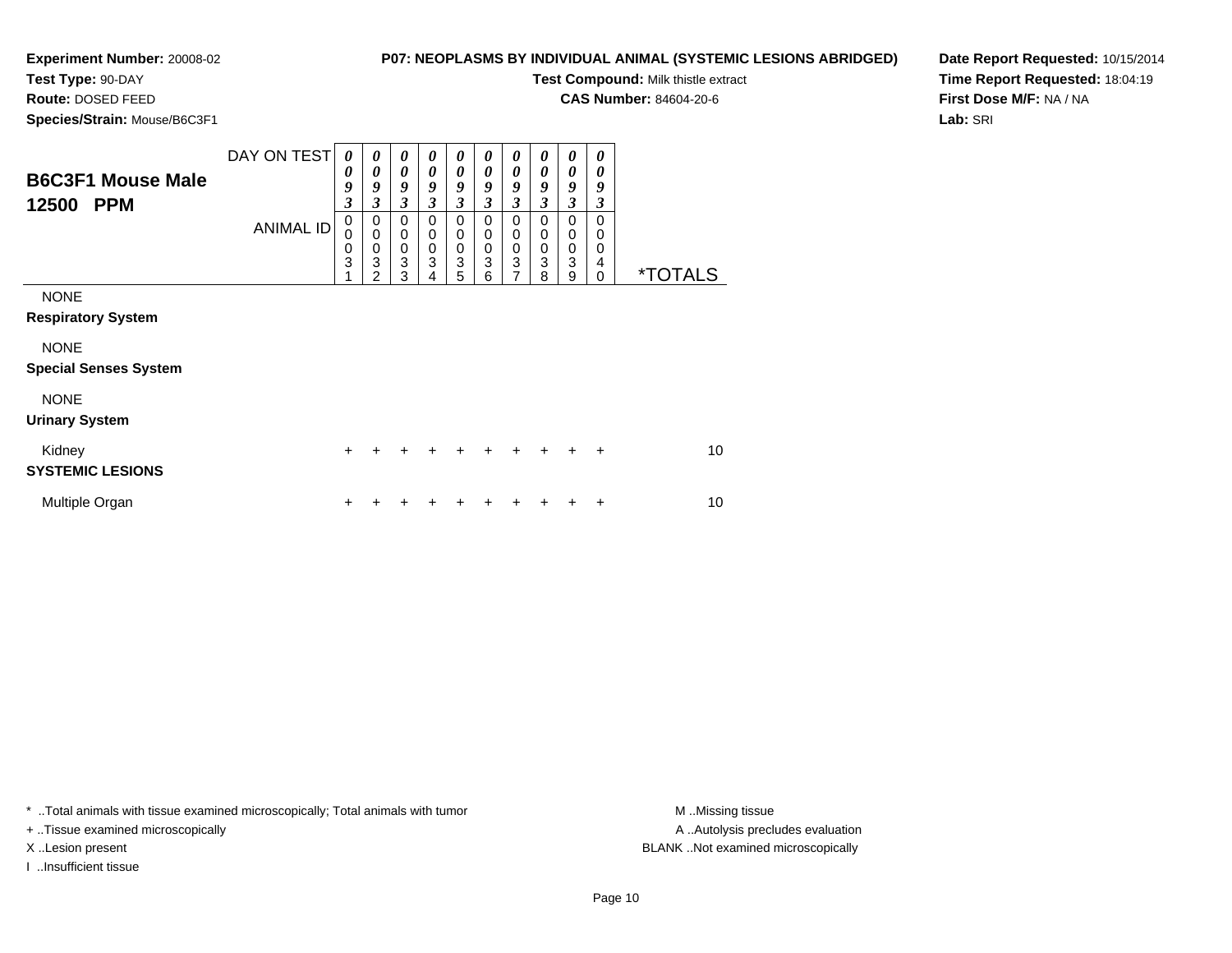**Experiment Number:** 20008-02
**Test Type:** 90-DAY
**Route:** DOSED FEED
**Species/Strain:** Mouse/B6C3F1

**P07: NEOPLASMS BY INDIVIDUAL ANIMAL (SYSTEMIC LESIONS ABRIDGED)**
**Test Compound:** Milk thistle extract
**CAS Number:** 84604-20-6

**Date Report Requested:** 10/15/2014
**Time Report Requested:** 18:04:19
**First Dose M/F:** NA / NA
**Lab:** SRI

## B6C3F1 Mouse Male 12500 PPM

| DAY ON TEST | 0093 | 0093 | 0093 | 0093 | 0093 | 0093 | 0093 | 0093 | 0093 | 0093 | |
|---|---|---|---|---|---|---|---|---|---|---|---|
| ANIMAL ID | 00031 | 00032 | 00033 | 00034 | 00035 | 00036 | 00037 | 00038 | 00039 | 00040 | *TOTALS |
| NONE | | | | | | | | | | | |
| **Respiratory System** | | | | | | | | | | | |
| NONE | | | | | | | | | | | |
| **Special Senses System** | | | | | | | | | | | |
| NONE | | | | | | | | | | | |
| **Urinary System** | | | | | | | | | | | |
| Kidney | + | + | + | + | + | + | + | + | + | + | 10 |
| **SYSTEMIC LESIONS** | | | | | | | | | | | |
| Multiple Organ | + | + | + | + | + | + | + | + | + | + | 10 |

* ..Total animals with tissue examined microscopically; Total animals with tumor
+ ..Tissue examined microscopically
X ..Lesion present
I ..Insufficient tissue

M ..Missing tissue
A ..Autolysis precludes evaluation
BLANK ..Not examined microscopically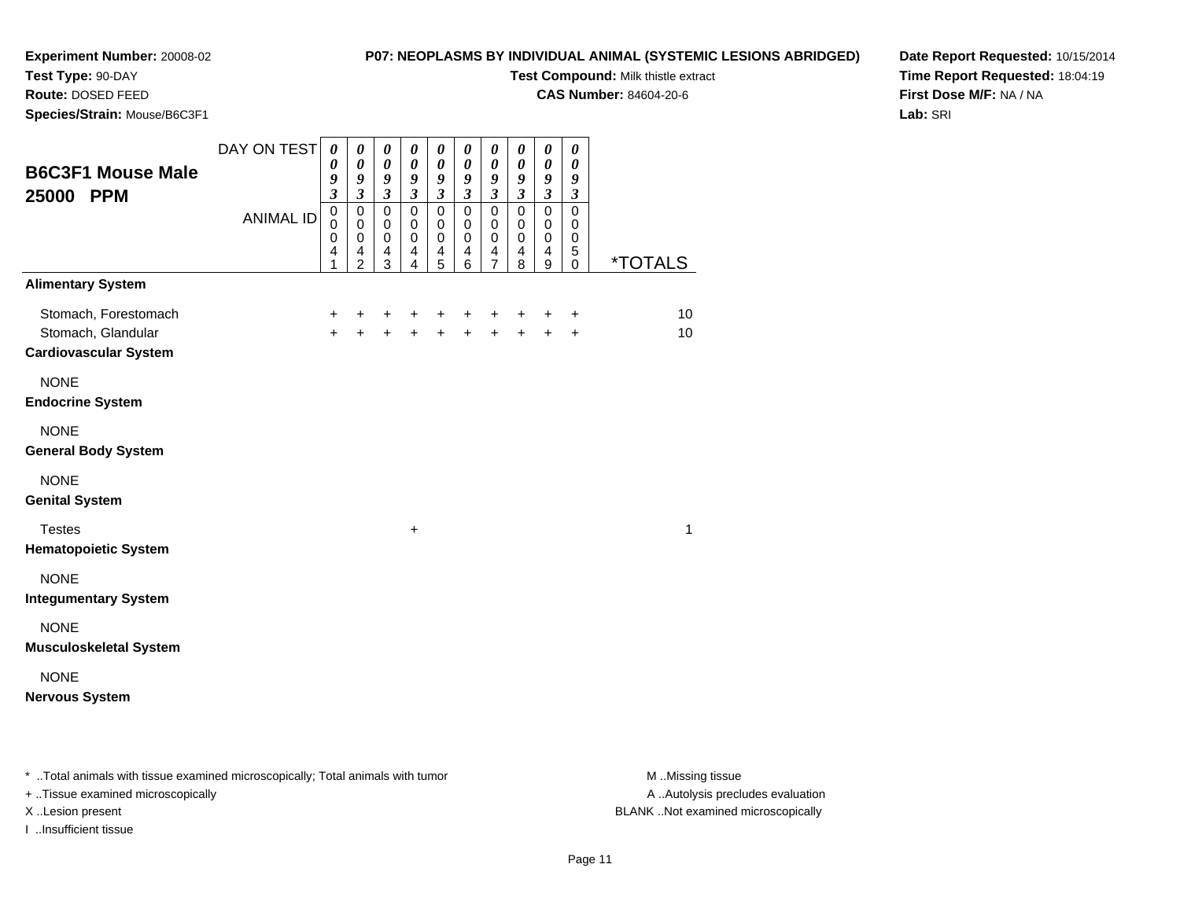**Experiment Number:** 20008-02
**Test Type:** 90-DAY
**Route:** DOSED FEED
**Species/Strain:** Mouse/B6C3F1

**P07: NEOPLASMS BY INDIVIDUAL ANIMAL (SYSTEMIC LESIONS ABRIDGED)**
**Test Compound:** Milk thistle extract
**CAS Number:** 84604-20-6

**Date Report Requested:** 10/15/2014
**Time Report Requested:** 18:04:19
**First Dose M/F:** NA / NA
**Lab:** SRI

## B6C3F1 Mouse Male 25000 PPM

| | | | | | | | | | | | |
|---|---|---|---|---|---|---|---|---|---|---|---|
| DAY ON TEST | 0093 | 0093 | 0093 | 0093 | 0093 | 0093 | 0093 | 0093 | 0093 | 0093 | |
| ANIMAL ID | 00041 | 00042 | 00043 | 00044 | 00045 | 00046 | 00047 | 00048 | 00049 | 00050 | *TOTALS |
| **Alimentary System** | | | | | | | | | | | |
| Stomach, Forestomach | + | + | + | + | + | + | + | + | + | + | 10 |
| Stomach, Glandular | + | + | + | + | + | + | + | + | + | + | 10 |
| **Cardiovascular System** | | | | | | | | | | | |
| NONE | | | | | | | | | | | |
| **Endocrine System** | | | | | | | | | | | |
| NONE | | | | | | | | | | | |
| **General Body System** | | | | | | | | | | | |
| NONE | | | | | | | | | | | |
| **Genital System** | | | | | | | | | | | |
| Testes | | | | + | | | | | | | 1 |
| **Hematopoietic System** | | | | | | | | | | | |
| NONE | | | | | | | | | | | |
| **Integumentary System** | | | | | | | | | | | |
| NONE | | | | | | | | | | | |
| **Musculoskeletal System** | | | | | | | | | | | |
| NONE | | | | | | | | | | | |
| **Nervous System** | | | | | | | | | | | |

\* ..Total animals with tissue examined microscopically; Total animals with tumor
\+ ..Tissue examined microscopically
X ..Lesion present
I ..Insufficient tissue

M ..Missing tissue
A ..Autolysis precludes evaluation
BLANK ..Not examined microscopically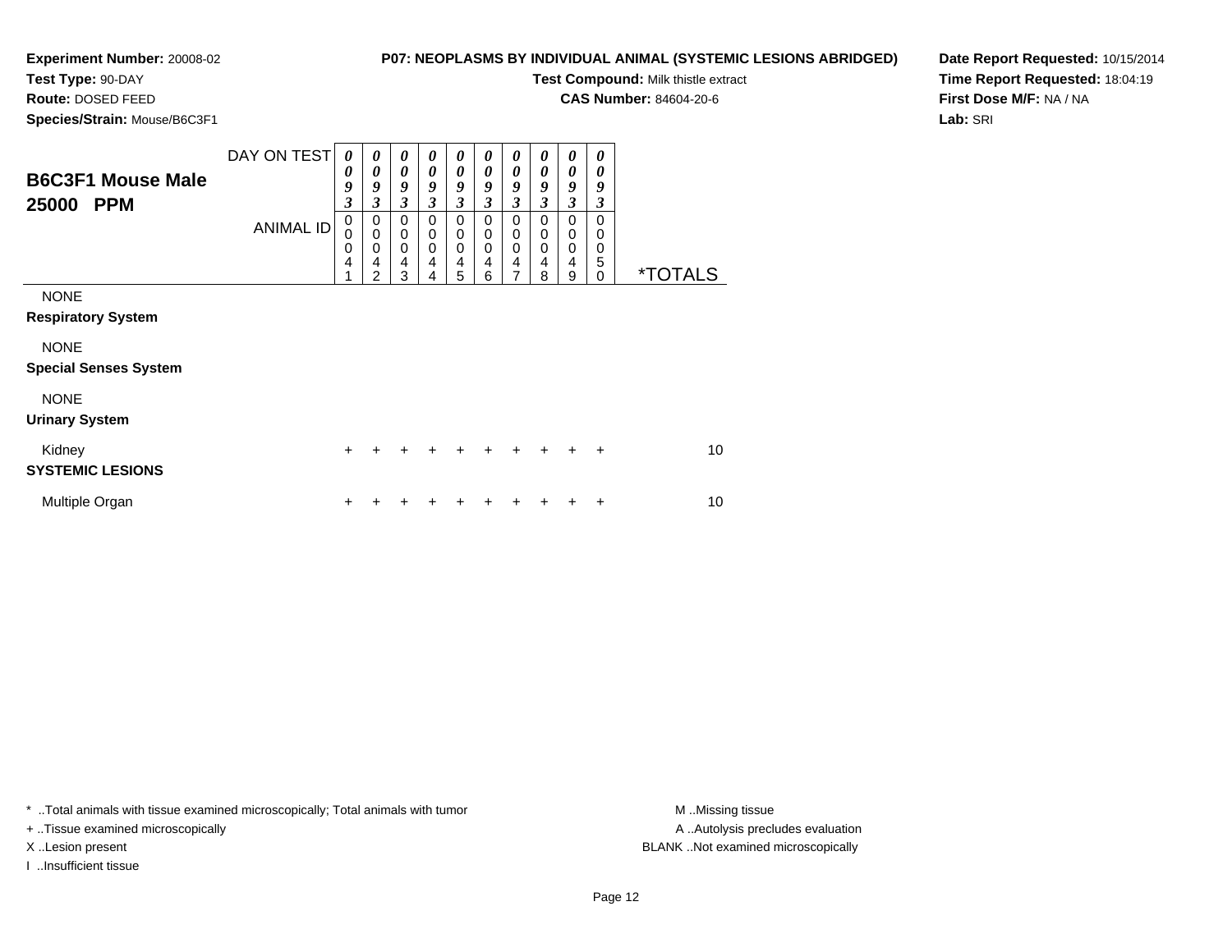**Experiment Number:** 20008-02
**Test Type:** 90-DAY
**Route:** DOSED FEED
**Species/Strain:** Mouse/B6C3F1

**P07: NEOPLASMS BY INDIVIDUAL ANIMAL (SYSTEMIC LESIONS ABRIDGED)**
**Test Compound:** Milk thistle extract
**CAS Number:** 84604-20-6

**Date Report Requested:** 10/15/2014
**Time Report Requested:** 18:04:19
**First Dose M/F:** NA / NA
**Lab:** SRI

## B6C3F1 Mouse Male 25000 PPM

| DAY ON TEST | 0093 | 0093 | 0093 | 0093 | 0093 | 0093 | 0093 | 0093 | 0093 | 0093 | |
|---|---|---|---|---|---|---|---|---|---|---|---|
| ANIMAL ID | 00041 | 00042 | 00043 | 00044 | 00045 | 00046 | 00047 | 00048 | 00049 | 00050 | *TOTALS |
| NONE | | | | | | | | | | | |
| **Respiratory System** | | | | | | | | | | | |
| NONE | | | | | | | | | | | |
| **Special Senses System** | | | | | | | | | | | |
| NONE | | | | | | | | | | | |
| **Urinary System** | | | | | | | | | | | |
| Kidney | + | + | + | + | + | + | + | + | + | + | 10 |
| **SYSTEMIC LESIONS** | | | | | | | | | | | |
| Multiple Organ | + | + | + | + | + | + | + | + | + | + | 10 |

* ..Total animals with tissue examined microscopically; Total animals with tumor
+ ..Tissue examined microscopically
X ..Lesion present
I ..Insufficient tissue

M ..Missing tissue
A ..Autolysis precludes evaluation
BLANK ..Not examined microscopically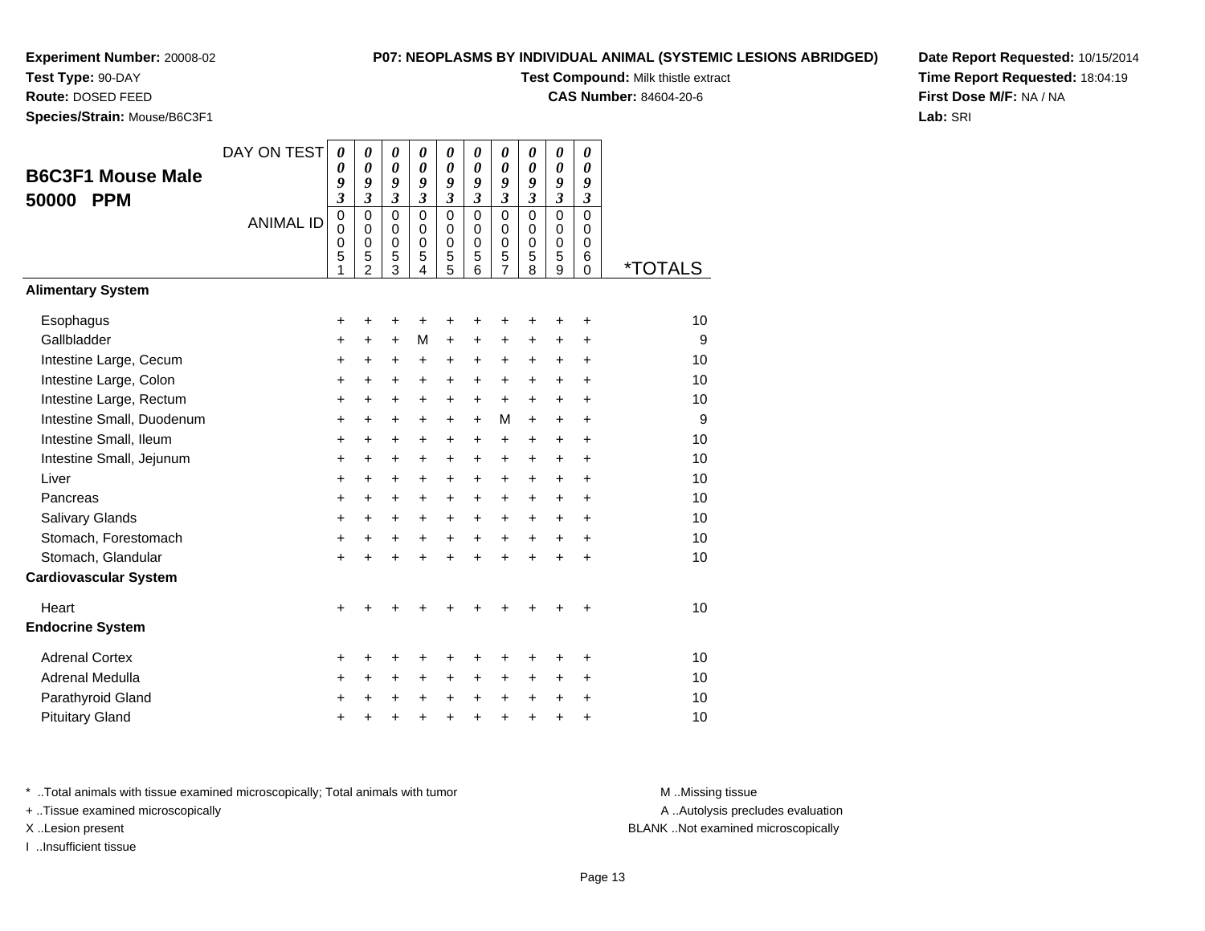**Experiment Number:** 20008-02
**Test Type:** 90-DAY
**Route:** DOSED FEED
**Species/Strain:** Mouse/B6C3F1

**P07: NEOPLASMS BY INDIVIDUAL ANIMAL (SYSTEMIC LESIONS ABRIDGED)**
**Test Compound:** Milk thistle extract
**CAS Number:** 84604-20-6

**Date Report Requested:** 10/15/2014
**Time Report Requested:** 18:04:19
**First Dose M/F:** NA / NA
**Lab:** SRI

## B6C3F1 Mouse Male 50000 PPM

| DAY ON TEST | 0093 | 0093 | 0093 | 0093 | 0093 | 0093 | 0093 | 0093 | 0093 | 0093 | |
|---|---|---|---|---|---|---|---|---|---|---|---|
| ANIMAL ID | 00051 | 00052 | 00053 | 00054 | 00055 | 00056 | 00057 | 00058 | 00059 | 00060 | *TOTALS |
| **Alimentary System** | | | | | | | | | | | |
| Esophagus | + | + | + | + | + | + | + | + | + | + | 10 |
| Gallbladder | + | + | + | M | + | + | + | + | + | + | 9 |
| Intestine Large, Cecum | + | + | + | + | + | + | + | + | + | + | 10 |
| Intestine Large, Colon | + | + | + | + | + | + | + | + | + | + | 10 |
| Intestine Large, Rectum | + | + | + | + | + | + | + | + | + | + | 10 |
| Intestine Small, Duodenum | + | + | + | + | + | + | M | + | + | + | 9 |
| Intestine Small, Ileum | + | + | + | + | + | + | + | + | + | + | 10 |
| Intestine Small, Jejunum | + | + | + | + | + | + | + | + | + | + | 10 |
| Liver | + | + | + | + | + | + | + | + | + | + | 10 |
| Pancreas | + | + | + | + | + | + | + | + | + | + | 10 |
| Salivary Glands | + | + | + | + | + | + | + | + | + | + | 10 |
| Stomach, Forestomach | + | + | + | + | + | + | + | + | + | + | 10 |
| Stomach, Glandular | + | + | + | + | + | + | + | + | + | + | 10 |
| **Cardiovascular System** | | | | | | | | | | | |
| Heart | + | + | + | + | + | + | + | + | + | + | 10 |
| **Endocrine System** | | | | | | | | | | | |
| Adrenal Cortex | + | + | + | + | + | + | + | + | + | + | 10 |
| Adrenal Medulla | + | + | + | + | + | + | + | + | + | + | 10 |
| Parathyroid Gland | + | + | + | + | + | + | + | + | + | + | 10 |
| Pituitary Gland | + | + | + | + | + | + | + | + | + | + | 10 |

* ..Total animals with tissue examined microscopically; Total animals with tumor
+ ..Tissue examined microscopically
X ..Lesion present
I ..Insufficient tissue

M ..Missing tissue
A ..Autolysis precludes evaluation
BLANK ..Not examined microscopically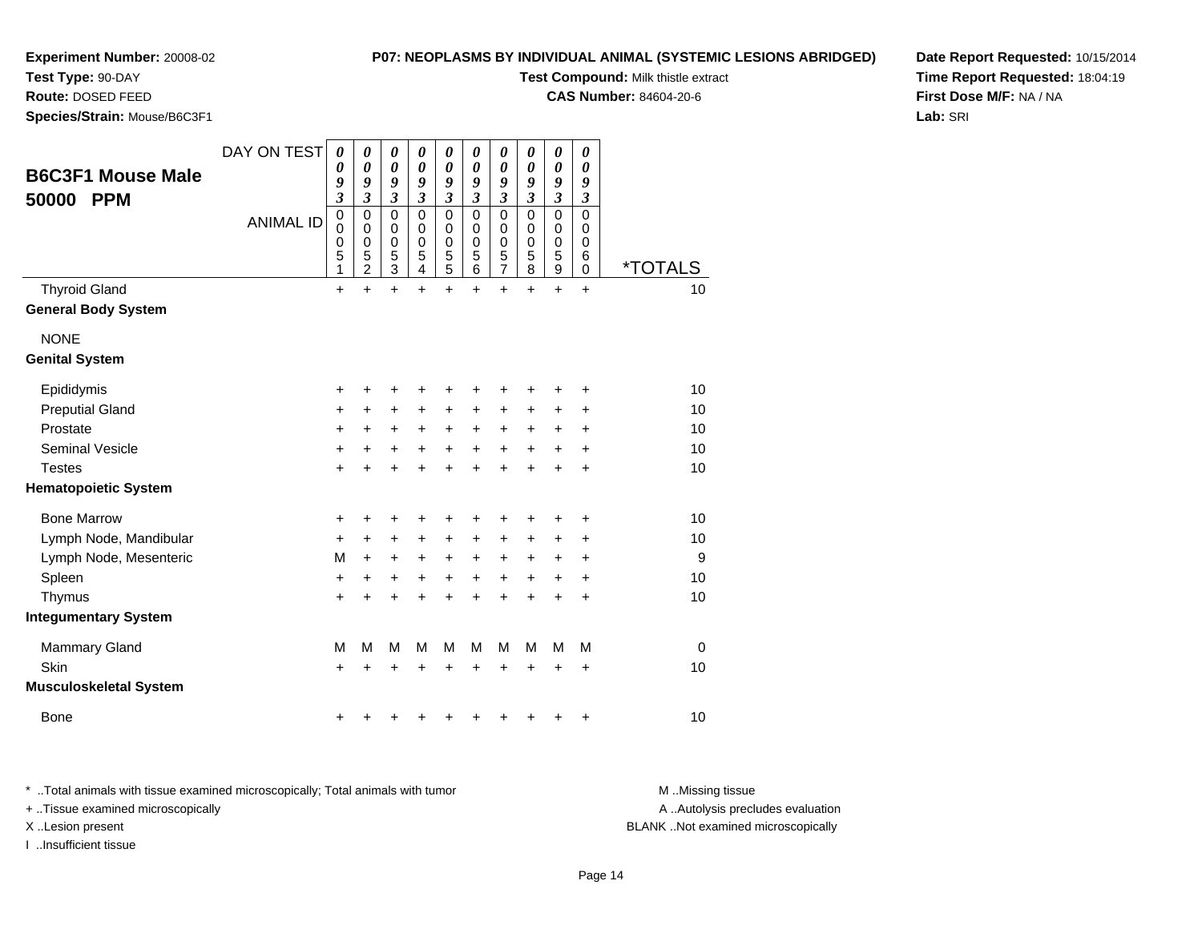**Experiment Number:** 20008-02
**Test Type:** 90-DAY
**Route:** DOSED FEED
**Species/Strain:** Mouse/B6C3F1

**P07: NEOPLASMS BY INDIVIDUAL ANIMAL (SYSTEMIC LESIONS ABRIDGED)**
**Test Compound:** Milk thistle extract
**CAS Number:** 84604-20-6

**Date Report Requested:** 10/15/2014
**Time Report Requested:** 18:04:19
**First Dose M/F:** NA / NA
**Lab:** SRI

## B6C3F1 Mouse Male 50000 PPM

| DAY ON TEST | 0093 | 0093 | 0093 | 0093 | 0093 | 0093 | 0093 | 0093 | 0093 | 0093 | |
|---|---|---|---|---|---|---|---|---|---|---|---|
| ANIMAL ID | 00051 | 00052 | 00053 | 00054 | 00055 | 00056 | 00057 | 00058 | 00059 | 00060 | *TOTALS |
| Thyroid Gland | + | + | + | + | + | + | + | + | + | + | 10 |
| **General Body System** | | | | | | | | | | | |
| NONE | | | | | | | | | | | |
| **Genital System** | | | | | | | | | | | |
| Epididymis | + | + | + | + | + | + | + | + | + | + | 10 |
| Preputial Gland | + | + | + | + | + | + | + | + | + | + | 10 |
| Prostate | + | + | + | + | + | + | + | + | + | + | 10 |
| Seminal Vesicle | + | + | + | + | + | + | + | + | + | + | 10 |
| Testes | + | + | + | + | + | + | + | + | + | + | 10 |
| **Hematopoietic System** | | | | | | | | | | | |
| Bone Marrow | + | + | + | + | + | + | + | + | + | + | 10 |
| Lymph Node, Mandibular | + | + | + | + | + | + | + | + | + | + | 10 |
| Lymph Node, Mesenteric | M | + | + | + | + | + | + | + | + | + | 9 |
| Spleen | + | + | + | + | + | + | + | + | + | + | 10 |
| Thymus | + | + | + | + | + | + | + | + | + | + | 10 |
| **Integumentary System** | | | | | | | | | | | |
| Mammary Gland | M | M | M | M | M | M | M | M | M | M | 0 |
| Skin | + | + | + | + | + | + | + | + | + | + | 10 |
| **Musculoskeletal System** | | | | | | | | | | | |
| Bone | + | + | + | + | + | + | + | + | + | + | 10 |

* ..Total animals with tissue examined microscopically; Total animals with tumor
+ ..Tissue examined microscopically
X ..Lesion present
I ..Insufficient tissue

M ..Missing tissue
A ..Autolysis precludes evaluation
BLANK ..Not examined microscopically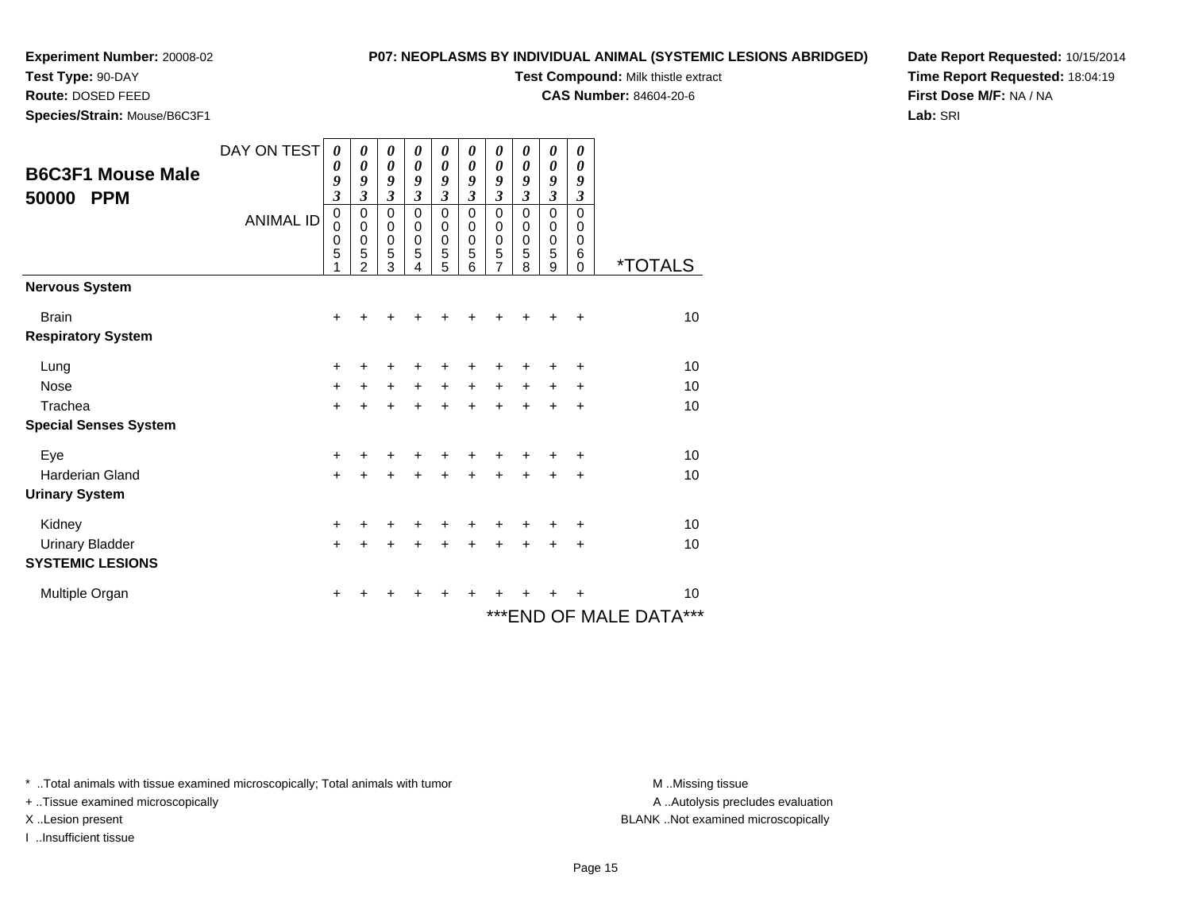**Experiment Number:** 20008-02
**Test Type:** 90-DAY
**Route:** DOSED FEED
**Species/Strain:** Mouse/B6C3F1

**P07: NEOPLASMS BY INDIVIDUAL ANIMAL (SYSTEMIC LESIONS ABRIDGED)**
**Test Compound:** Milk thistle extract
**CAS Number:** 84604-20-6

**Date Report Requested:** 10/15/2014
**Time Report Requested:** 18:04:19
**First Dose M/F:** NA / NA
**Lab:** SRI

## B6C3F1 Mouse Male 50000 PPM

| DAY ON TEST | 0093 | 0093 | 0093 | 0093 | 0093 | 0093 | 0093 | 0093 | 0093 | 0093 | |
|---|---|---|---|---|---|---|---|---|---|---|---|
| ANIMAL ID | 00051 | 00052 | 00053 | 00054 | 00055 | 00056 | 00057 | 00058 | 00059 | 00060 | *TOTALS |
| **Nervous System** | | | | | | | | | | | |
| Brain | + | + | + | + | + | + | + | + | + | + | 10 |
| **Respiratory System** | | | | | | | | | | | |
| Lung | + | + | + | + | + | + | + | + | + | + | 10 |
| Nose | + | + | + | + | + | + | + | + | + | + | 10 |
| Trachea | + | + | + | + | + | + | + | + | + | + | 10 |
| **Special Senses System** | | | | | | | | | | | |
| Eye | + | + | + | + | + | + | + | + | + | + | 10 |
| Harderian Gland | + | + | + | + | + | + | + | + | + | + | 10 |
| **Urinary System** | | | | | | | | | | | |
| Kidney | + | + | + | + | + | + | + | + | + | + | 10 |
| Urinary Bladder | + | + | + | + | + | + | + | + | + | + | 10 |
| **SYSTEMIC LESIONS** | | | | | | | | | | | |
| Multiple Organ | + | + | + | + | + | + | + | + | + | + | 10 |

***END OF MALE DATA***

* ..Total animals with tissue examined microscopically; Total animals with tumor
+ ..Tissue examined microscopically
X ..Lesion present
I ..Insufficient tissue

M ..Missing tissue
A ..Autolysis precludes evaluation
BLANK ..Not examined microscopically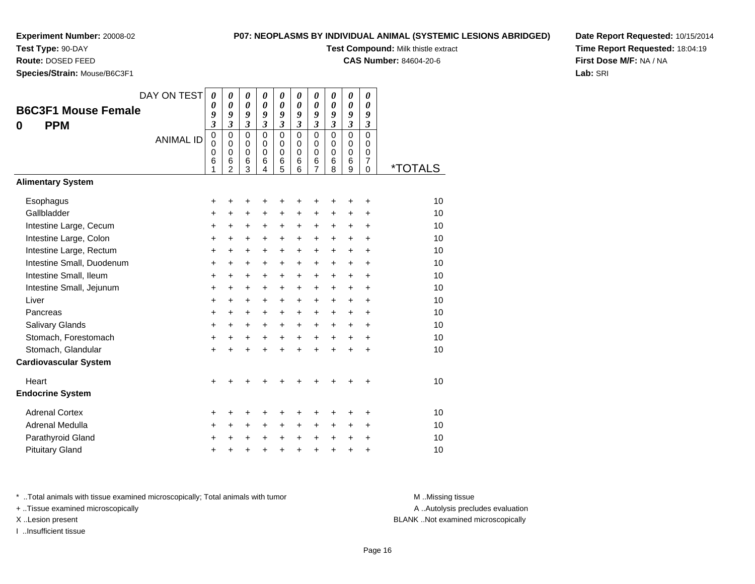**Experiment Number:** 20008-02
**Test Type:** 90-DAY
**Route:** DOSED FEED
**Species/Strain:** Mouse/B6C3F1

**P07: NEOPLASMS BY INDIVIDUAL ANIMAL (SYSTEMIC LESIONS ABRIDGED)**
**Test Compound:** Milk thistle extract
**CAS Number:** 84604-20-6

**Date Report Requested:** 10/15/2014
**Time Report Requested:** 18:04:19
**First Dose M/F:** NA / NA
**Lab:** SRI

## B6C3F1 Mouse Female
## 0 PPM

| DAY ON TEST | 0093 | 0093 | 0093 | 0093 | 0093 | 0093 | 0093 | 0093 | 0093 | 0093 | |
|---|---|---|---|---|---|---|---|---|---|---|---|
| ANIMAL ID | 00061 | 00062 | 00063 | 00064 | 00065 | 00066 | 00067 | 00068 | 00069 | 00070 | *TOTALS |
| **Alimentary System** | | | | | | | | | | | |
| Esophagus | + | + | + | + | + | + | + | + | + | + | 10 |
| Gallbladder | + | + | + | + | + | + | + | + | + | + | 10 |
| Intestine Large, Cecum | + | + | + | + | + | + | + | + | + | + | 10 |
| Intestine Large, Colon | + | + | + | + | + | + | + | + | + | + | 10 |
| Intestine Large, Rectum | + | + | + | + | + | + | + | + | + | + | 10 |
| Intestine Small, Duodenum | + | + | + | + | + | + | + | + | + | + | 10 |
| Intestine Small, Ileum | + | + | + | + | + | + | + | + | + | + | 10 |
| Intestine Small, Jejunum | + | + | + | + | + | + | + | + | + | + | 10 |
| Liver | + | + | + | + | + | + | + | + | + | + | 10 |
| Pancreas | + | + | + | + | + | + | + | + | + | + | 10 |
| Salivary Glands | + | + | + | + | + | + | + | + | + | + | 10 |
| Stomach, Forestomach | + | + | + | + | + | + | + | + | + | + | 10 |
| Stomach, Glandular | + | + | + | + | + | + | + | + | + | + | 10 |
| **Cardiovascular System** | | | | | | | | | | | |
| Heart | + | + | + | + | + | + | + | + | + | + | 10 |
| **Endocrine System** | | | | | | | | | | | |
| Adrenal Cortex | + | + | + | + | + | + | + | + | + | + | 10 |
| Adrenal Medulla | + | + | + | + | + | + | + | + | + | + | 10 |
| Parathyroid Gland | + | + | + | + | + | + | + | + | + | + | 10 |
| Pituitary Gland | + | + | + | + | + | + | + | + | + | + | 10 |

* ..Total animals with tissue examined microscopically; Total animals with tumor
+ ..Tissue examined microscopically
X ..Lesion present
I ..Insufficient tissue

M ..Missing tissue
A ..Autolysis precludes evaluation
BLANK ..Not examined microscopically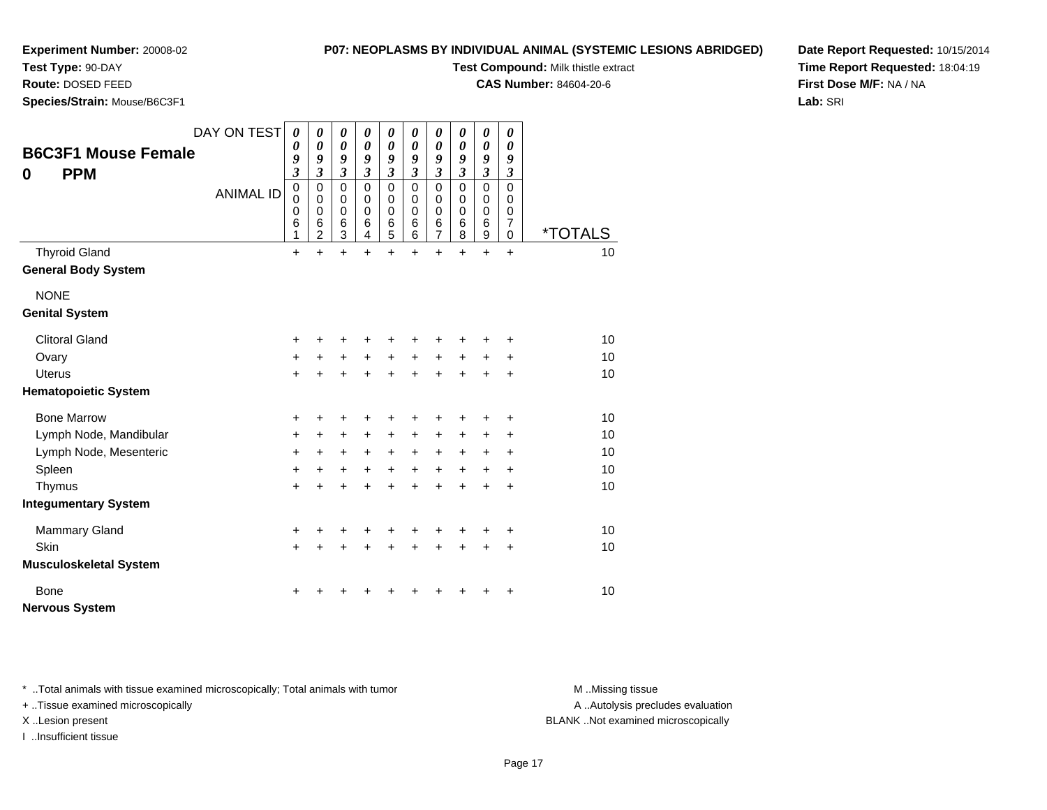**Experiment Number:** 20008-02
**Test Type:** 90-DAY
**Route:** DOSED FEED
**Species/Strain:** Mouse/B6C3F1

**P07: NEOPLASMS BY INDIVIDUAL ANIMAL (SYSTEMIC LESIONS ABRIDGED)**
**Test Compound:** Milk thistle extract
**CAS Number:** 84604-20-6

**Date Report Requested:** 10/15/2014
**Time Report Requested:** 18:04:19
**First Dose M/F:** NA / NA
**Lab:** SRI

## B6C3F1 Mouse Female
## 0 PPM

| DAY ON TEST | 0093 | 0093 | 0093 | 0093 | 0093 | 0093 | 0093 | 0093 | 0093 | 0093 | |
|---|---|---|---|---|---|---|---|---|---|---|---|
| ANIMAL ID | 00061 | 00062 | 00063 | 00064 | 00065 | 00066 | 00067 | 00068 | 00069 | 00070 | *TOTALS |
| Thyroid Gland | + | + | + | + | + | + | + | + | + | + | 10 |
| **General Body System** | | | | | | | | | | | |
| NONE | | | | | | | | | | | |
| **Genital System** | | | | | | | | | | | |
| Clitoral Gland | + | + | + | + | + | + | + | + | + | + | 10 |
| Ovary | + | + | + | + | + | + | + | + | + | + | 10 |
| Uterus | + | + | + | + | + | + | + | + | + | + | 10 |
| **Hematopoietic System** | | | | | | | | | | | |
| Bone Marrow | + | + | + | + | + | + | + | + | + | + | 10 |
| Lymph Node, Mandibular | + | + | + | + | + | + | + | + | + | + | 10 |
| Lymph Node, Mesenteric | + | + | + | + | + | + | + | + | + | + | 10 |
| Spleen | + | + | + | + | + | + | + | + | + | + | 10 |
| Thymus | + | + | + | + | + | + | + | + | + | + | 10 |
| **Integumentary System** | | | | | | | | | | | |
| Mammary Gland | + | + | + | + | + | + | + | + | + | + | 10 |
| Skin | + | + | + | + | + | + | + | + | + | + | 10 |
| **Musculoskeletal System** | | | | | | | | | | | |
| Bone | + | + | + | + | + | + | + | + | + | + | 10 |
| **Nervous System** | | | | | | | | | | | |

\* ..Total animals with tissue examined microscopically; Total animals with tumor
\+ ..Tissue examined microscopically
X ..Lesion present
I ..Insufficient tissue

M ..Missing tissue
A ..Autolysis precludes evaluation
BLANK ..Not examined microscopically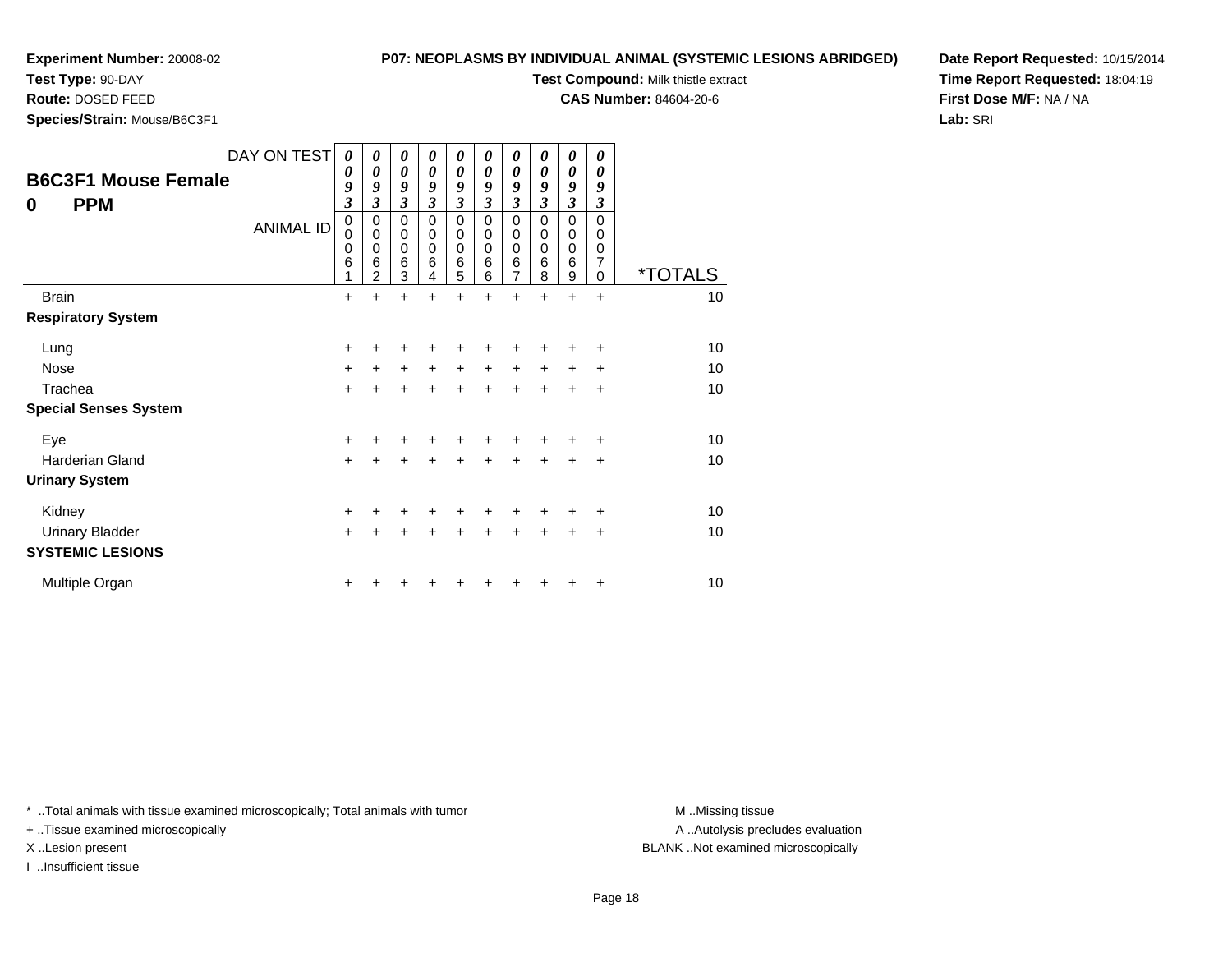**Experiment Number:** 20008-02
**Test Type:** 90-DAY
**Route:** DOSED FEED
**Species/Strain:** Mouse/B6C3F1

**P07: NEOPLASMS BY INDIVIDUAL ANIMAL (SYSTEMIC LESIONS ABRIDGED)**
**Test Compound:** Milk thistle extract
**CAS Number:** 84604-20-6

**Date Report Requested:** 10/15/2014
**Time Report Requested:** 18:04:19
**First Dose M/F:** NA / NA
**Lab:** SRI

## B6C3F1 Mouse Female
## 0 PPM

| DAY ON TEST | 0093 | 0093 | 0093 | 0093 | 0093 | 0093 | 0093 | 0093 | 0093 | 0093 | |
|---|---|---|---|---|---|---|---|---|---|---|---|
| **ANIMAL ID** | 00061 | 00062 | 00063 | 00064 | 00065 | 00066 | 00067 | 00068 | 00069 | 00070 | ***TOTALS** |
| Brain | + | + | + | + | + | + | + | + | + | + | 10 |
| **Respiratory System** | | | | | | | | | | | |
| Lung | + | + | + | + | + | + | + | + | + | + | 10 |
| Nose | + | + | + | + | + | + | + | + | + | + | 10 |
| Trachea | + | + | + | + | + | + | + | + | + | + | 10 |
| **Special Senses System** | | | | | | | | | | | |
| Eye | + | + | + | + | + | + | + | + | + | + | 10 |
| Harderian Gland | + | + | + | + | + | + | + | + | + | + | 10 |
| **Urinary System** | | | | | | | | | | | |
| Kidney | + | + | + | + | + | + | + | + | + | + | 10 |
| Urinary Bladder | + | + | + | + | + | + | + | + | + | + | 10 |
| **SYSTEMIC LESIONS** | | | | | | | | | | | |
| Multiple Organ | + | + | + | + | + | + | + | + | + | + | 10 |

\* ..Total animals with tissue examined microscopically; Total animals with tumor
\+ ..Tissue examined microscopically
X ..Lesion present
I ..Insufficient tissue

M ..Missing tissue
A ..Autolysis precludes evaluation
BLANK ..Not examined microscopically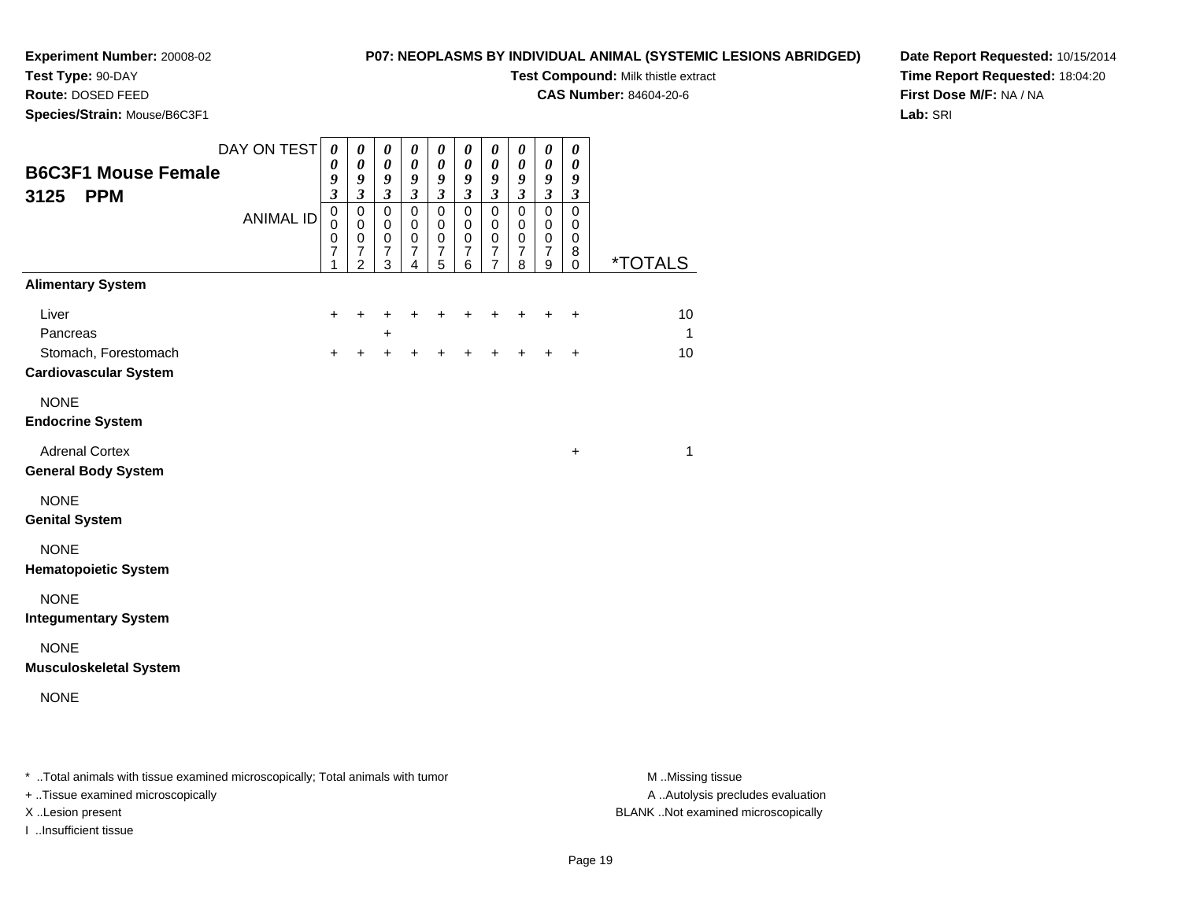**Experiment Number:** 20008-02
**Test Type:** 90-DAY
**Route:** DOSED FEED
**Species/Strain:** Mouse/B6C3F1

**P07: NEOPLASMS BY INDIVIDUAL ANIMAL (SYSTEMIC LESIONS ABRIDGED)**
**Test Compound:** Milk thistle extract
**CAS Number:** 84604-20-6

**Date Report Requested:** 10/15/2014
**Time Report Requested:** 18:04:20
**First Dose M/F:** NA / NA
**Lab:** SRI

## B6C3F1 Mouse Female
## 3125 PPM

| DAY ON TEST | 0093 | 0093 | 0093 | 0093 | 0093 | 0093 | 0093 | 0093 | 0093 | 0093 | |
|---|---|---|---|---|---|---|---|---|---|---|---|
| ANIMAL ID | 00071 | 00072 | 00073 | 00074 | 00075 | 00076 | 00077 | 00078 | 00079 | 00080 | *TOTALS |
| **Alimentary System** | | | | | | | | | | | |
| Liver | + | + | + | + | + | + | + | + | + | + | 10 |
| Pancreas | | | + | | | | | | | | 1 |
| Stomach, Forestomach | + | + | + | + | + | + | + | + | + | + | 10 |
| **Cardiovascular System** | | | | | | | | | | | |
| NONE | | | | | | | | | | | |
| **Endocrine System** | | | | | | | | | | | |
| Adrenal Cortex | | | | | | | | | | + | 1 |
| **General Body System** | | | | | | | | | | | |
| NONE | | | | | | | | | | | |
| **Genital System** | | | | | | | | | | | |
| NONE | | | | | | | | | | | |
| **Hematopoietic System** | | | | | | | | | | | |
| NONE | | | | | | | | | | | |
| **Integumentary System** | | | | | | | | | | | |
| NONE | | | | | | | | | | | |
| **Musculoskeletal System** | | | | | | | | | | | |
| NONE | | | | | | | | | | | |

* ..Total animals with tissue examined microscopically; Total animals with tumor
+ ..Tissue examined microscopically
X ..Lesion present
I ..Insufficient tissue

M ..Missing tissue
A ..Autolysis precludes evaluation
BLANK ..Not examined microscopically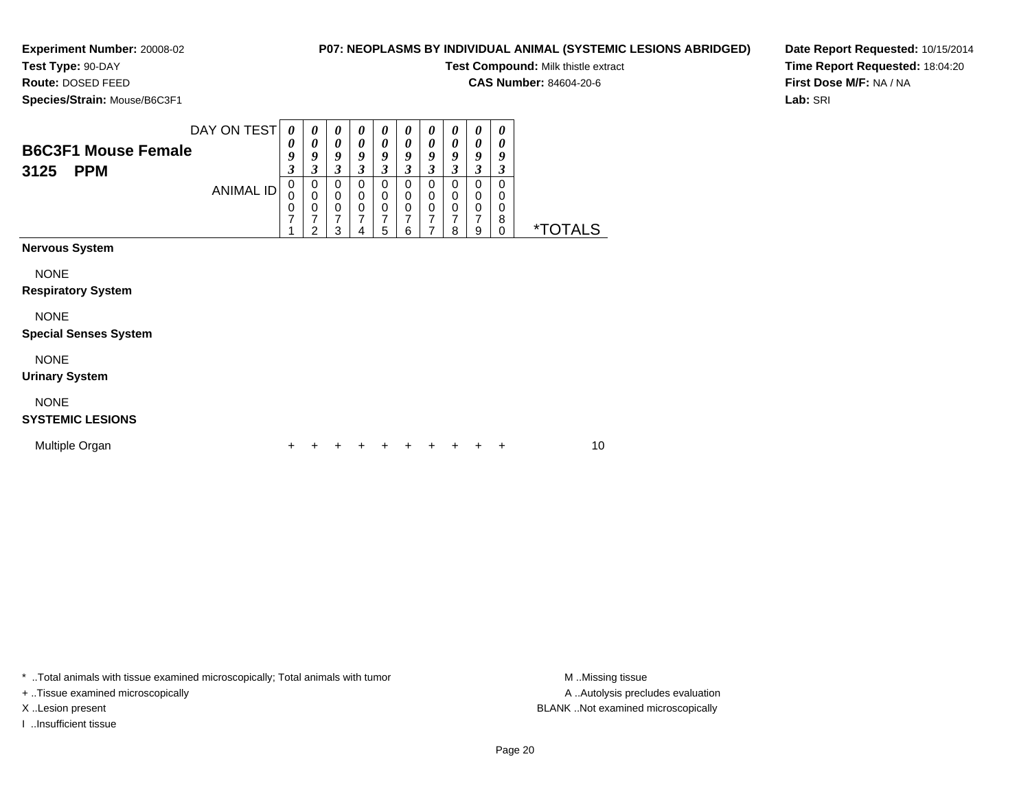**Experiment Number:** 20008-02
**Test Type:** 90-DAY
**Route:** DOSED FEED
**Species/Strain:** Mouse/B6C3F1

**P07: NEOPLASMS BY INDIVIDUAL ANIMAL (SYSTEMIC LESIONS ABRIDGED)**
**Test Compound:** Milk thistle extract
**CAS Number:** 84604-20-6

**Date Report Requested:** 10/15/2014
**Time Report Requested:** 18:04:20
**First Dose M/F:** NA / NA
**Lab:** SRI

## B6C3F1 Mouse Female
## 3125 PPM

| DAY ON TEST | 0093 | 0093 | 0093 | 0093 | 0093 | 0093 | 0093 | 0093 | 0093 | 0093 | |
|---|---|---|---|---|---|---|---|---|---|---|---|
| ANIMAL ID | 00071 | 00072 | 00073 | 00074 | 00075 | 00076 | 00077 | 00078 | 00079 | 00080 | *TOTALS |
| **Nervous System** | | | | | | | | | | | |
| NONE | | | | | | | | | | | |
| **Respiratory System** | | | | | | | | | | | |
| NONE | | | | | | | | | | | |
| **Special Senses System** | | | | | | | | | | | |
| NONE | | | | | | | | | | | |
| **Urinary System** | | | | | | | | | | | |
| NONE | | | | | | | | | | | |
| **SYSTEMIC LESIONS** | | | | | | | | | | | |
| Multiple Organ | + | + | + | + | + | + | + | + | + | + | 10 |

* ..Total animals with tissue examined microscopically; Total animals with tumor
+ ..Tissue examined microscopically
X ..Lesion present
I ..Insufficient tissue

M ..Missing tissue
A ..Autolysis precludes evaluation
BLANK ..Not examined microscopically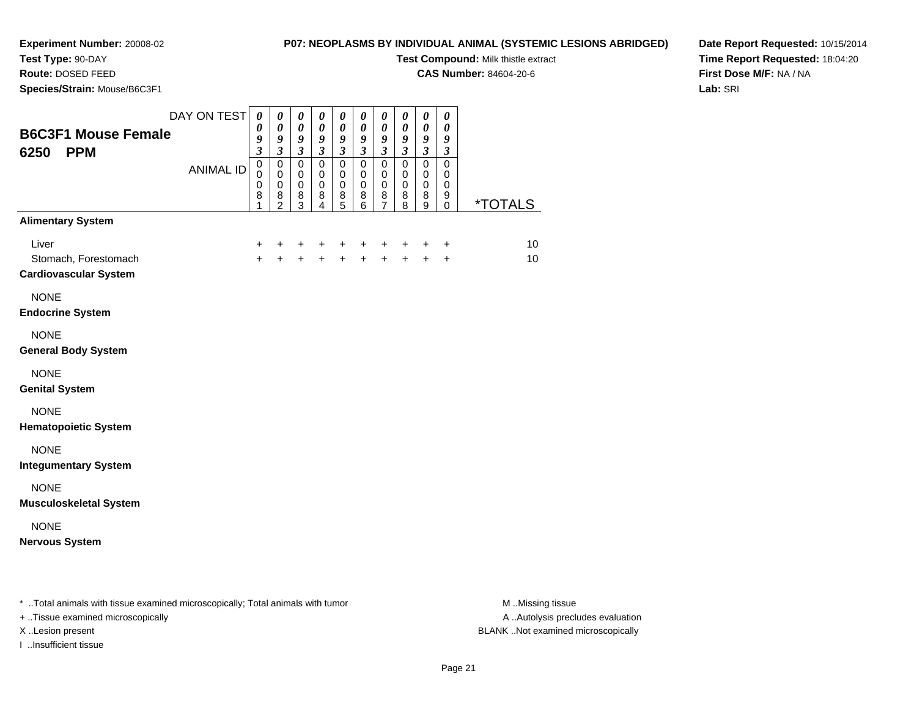**Experiment Number:** 20008-02
**Test Type:** 90-DAY
**Route:** DOSED FEED
**Species/Strain:** Mouse/B6C3F1

**P07: NEOPLASMS BY INDIVIDUAL ANIMAL (SYSTEMIC LESIONS ABRIDGED)**
**Test Compound:** Milk thistle extract
**CAS Number:** 84604-20-6

**Date Report Requested:** 10/15/2014
**Time Report Requested:** 18:04:20
**First Dose M/F:** NA / NA
**Lab:** SRI

## B6C3F1 Mouse Female
## 6250 PPM

| DAY ON TEST | 0093 | 0093 | 0093 | 0093 | 0093 | 0093 | 0093 | 0093 | 0093 | 0093 | |
|---|---|---|---|---|---|---|---|---|---|---|---|
| ANIMAL ID | 00081 | 00082 | 00083 | 00084 | 00085 | 00086 | 00087 | 00088 | 00089 | 00090 | *TOTALS |
| **Alimentary System** | | | | | | | | | | | |
| Liver | + | + | + | + | + | + | + | + | + | + | 10 |
| Stomach, Forestomach | + | + | + | + | + | + | + | + | + | + | 10 |
| **Cardiovascular System** | | | | | | | | | | | |
| NONE | | | | | | | | | | | |
| **Endocrine System** | | | | | | | | | | | |
| NONE | | | | | | | | | | | |
| **General Body System** | | | | | | | | | | | |
| NONE | | | | | | | | | | | |
| **Genital System** | | | | | | | | | | | |
| NONE | | | | | | | | | | | |
| **Hematopoietic System** | | | | | | | | | | | |
| NONE | | | | | | | | | | | |
| **Integumentary System** | | | | | | | | | | | |
| NONE | | | | | | | | | | | |
| **Musculoskeletal System** | | | | | | | | | | | |
| NONE | | | | | | | | | | | |
| **Nervous System** | | | | | | | | | | | |

* ..Total animals with tissue examined microscopically; Total animals with tumor
+ ..Tissue examined microscopically
X ..Lesion present
I ..Insufficient tissue

M ..Missing tissue
A ..Autolysis precludes evaluation
BLANK ..Not examined microscopically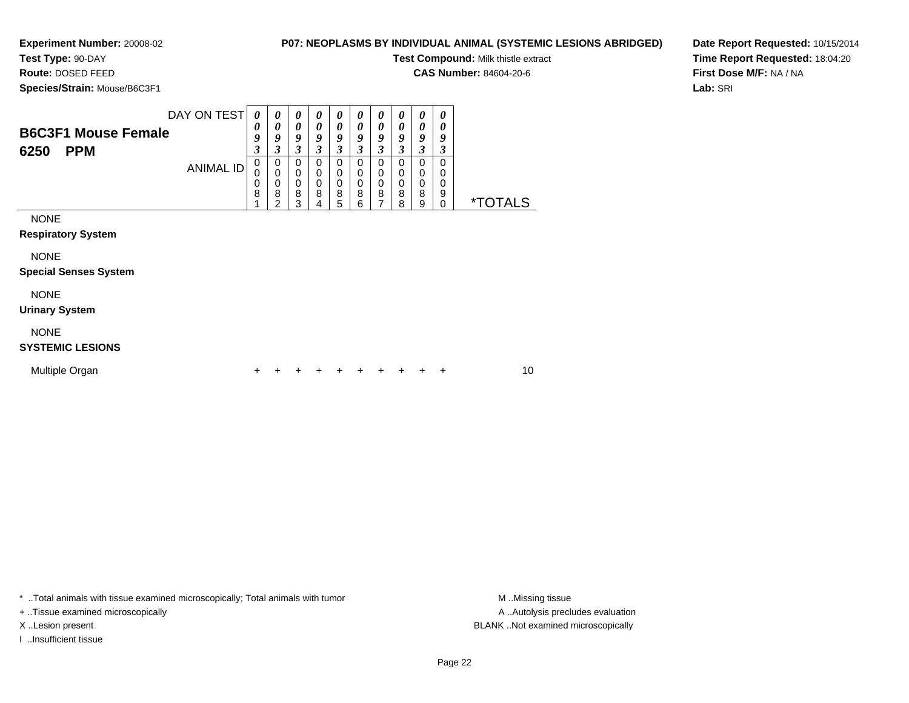**Experiment Number:** 20008-02
**Test Type:** 90-DAY
**Route:** DOSED FEED
**Species/Strain:** Mouse/B6C3F1

**P07: NEOPLASMS BY INDIVIDUAL ANIMAL (SYSTEMIC LESIONS ABRIDGED)**
**Test Compound:** Milk thistle extract
**CAS Number:** 84604-20-6

**Date Report Requested:** 10/15/2014
**Time Report Requested:** 18:04:20
**First Dose M/F:** NA / NA
**Lab:** SRI

| **B6C3F1 Mouse Female 6250 PPM** DAY ON TEST | 0093 | 0093 | 0093 | 0093 | 0093 | 0093 | 0093 | 0093 | 0093 | 0093 | |
|---|---|---|---|---|---|---|---|---|---|---|---|
| ANIMAL ID | 00081 | 00082 | 00083 | 00084 | 00085 | 00086 | 00087 | 00088 | 00089 | 00090 | *TOTALS |
| NONE | | | | | | | | | | | |
| **Respiratory System** | | | | | | | | | | | |
| NONE | | | | | | | | | | | |
| **Special Senses System** | | | | | | | | | | | |
| NONE | | | | | | | | | | | |
| **Urinary System** | | | | | | | | | | | |
| NONE | | | | | | | | | | | |
| **SYSTEMIC LESIONS** | | | | | | | | | | | |
| Multiple Organ | + | + | + | + | + | + | + | + | + | + | 10 |

* ..Total animals with tissue examined microscopically; Total animals with tumor
+ ..Tissue examined microscopically
X ..Lesion present
I ..Insufficient tissue

M ..Missing tissue
A ..Autolysis precludes evaluation
BLANK ..Not examined microscopically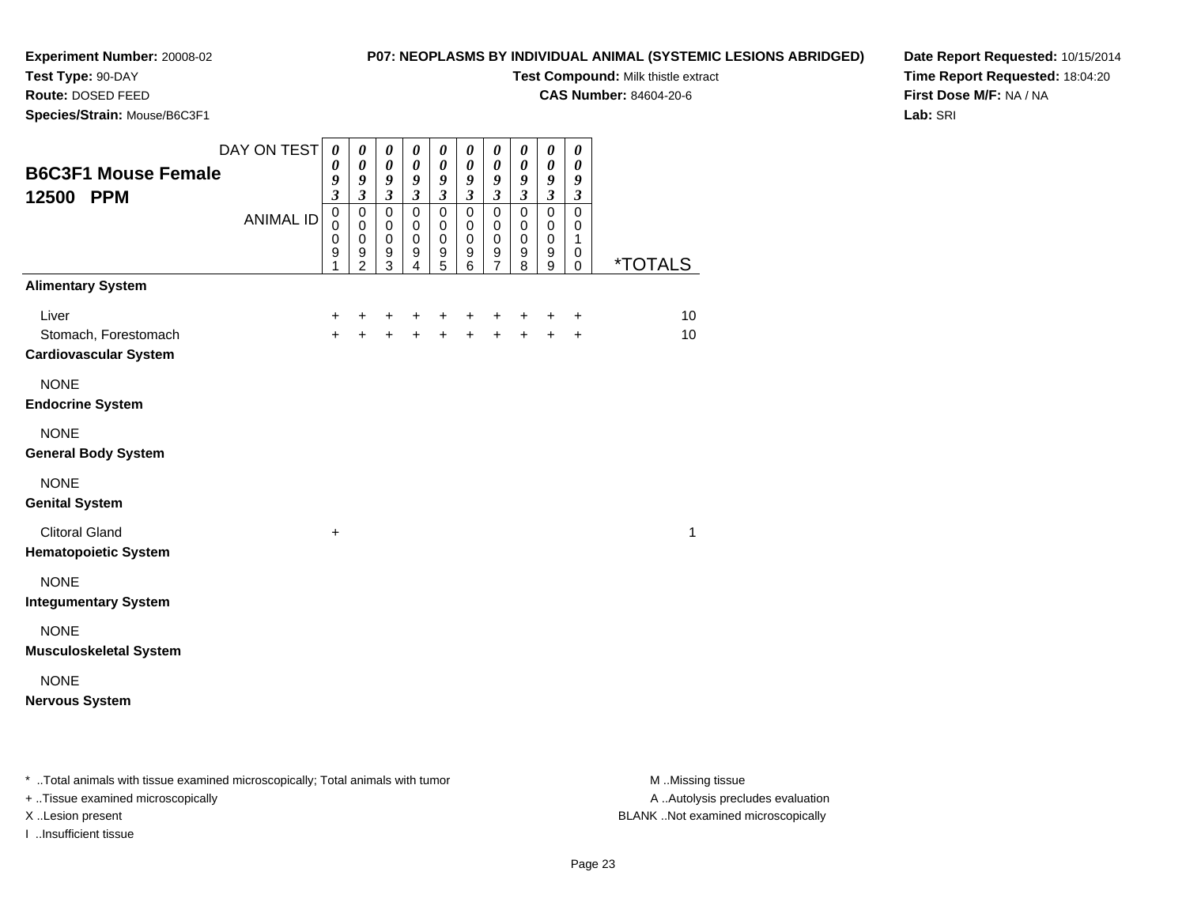**Experiment Number:** 20008-02
**Test Type:** 90-DAY
**Route:** DOSED FEED
**Species/Strain:** Mouse/B6C3F1

**P07: NEOPLASMS BY INDIVIDUAL ANIMAL (SYSTEMIC LESIONS ABRIDGED)**
**Test Compound:** Milk thistle extract
**CAS Number:** 84604-20-6

**Date Report Requested:** 10/15/2014
**Time Report Requested:** 18:04:20
**First Dose M/F:** NA / NA
**Lab:** SRI

## B6C3F1 Mouse Female 12500 PPM

| DAY ON TEST | 0093 | 0093 | 0093 | 0093 | 0093 | 0093 | 0093 | 0093 | 0093 | 0093 | |
|---|---|---|---|---|---|---|---|---|---|---|---|
| **ANIMAL ID** | 00091 | 00092 | 00093 | 00094 | 00095 | 00096 | 00097 | 00098 | 00099 | 00100 | ***TOTALS** |
| **Alimentary System** | | | | | | | | | | | |
| Liver | + | + | + | + | + | + | + | + | + | + | 10 |
| Stomach, Forestomach | + | + | + | + | + | + | + | + | + | + | 10 |
| **Cardiovascular System** | | | | | | | | | | | |
| NONE | | | | | | | | | | | |
| **Endocrine System** | | | | | | | | | | | |
| NONE | | | | | | | | | | | |
| **General Body System** | | | | | | | | | | | |
| NONE | | | | | | | | | | | |
| **Genital System** | | | | | | | | | | | |
| Clitoral Gland | + | | | | | | | | | | 1 |
| **Hematopoietic System** | | | | | | | | | | | |
| NONE | | | | | | | | | | | |
| **Integumentary System** | | | | | | | | | | | |
| NONE | | | | | | | | | | | |
| **Musculoskeletal System** | | | | | | | | | | | |
| NONE | | | | | | | | | | | |
| **Nervous System** | | | | | | | | | | | |

* ..Total animals with tissue examined microscopically; Total animals with tumor
+ ..Tissue examined microscopically
X ..Lesion present
I ..Insufficient tissue

M ..Missing tissue
A ..Autolysis precludes evaluation
BLANK ..Not examined microscopically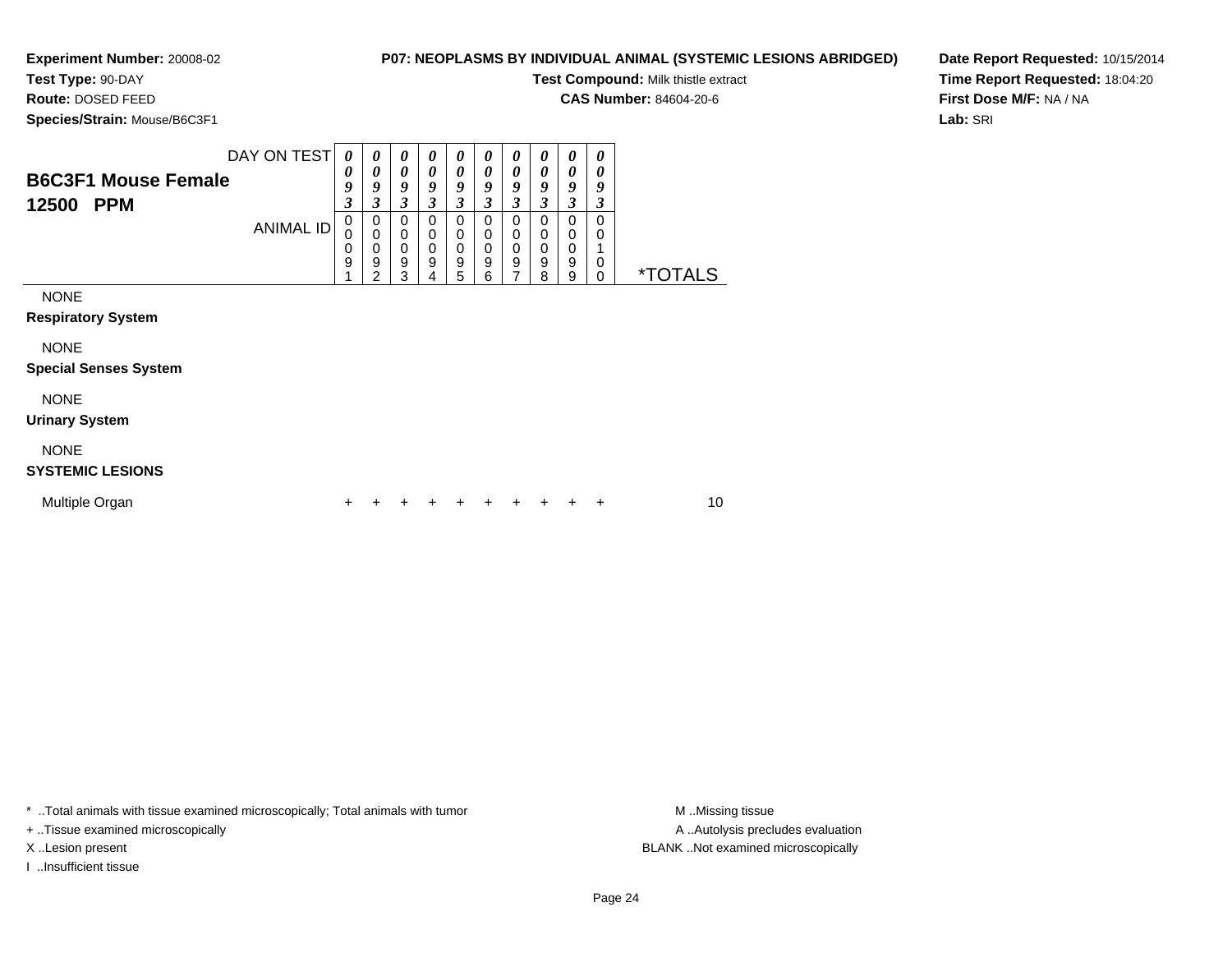**Experiment Number:** 20008-02
**Test Type:** 90-DAY
**Route:** DOSED FEED
**Species/Strain:** Mouse/B6C3F1

**P07: NEOPLASMS BY INDIVIDUAL ANIMAL (SYSTEMIC LESIONS ABRIDGED)**
**Test Compound:** Milk thistle extract
**CAS Number:** 84604-20-6

**Date Report Requested:** 10/15/2014
**Time Report Requested:** 18:04:20
**First Dose M/F:** NA / NA
**Lab:** SRI

## B6C3F1 Mouse Female 12500 PPM

| DAY ON TEST | 0093 | 0093 | 0093 | 0093 | 0093 | 0093 | 0093 | 0093 | 0093 | 0093 | |
|---|---|---|---|---|---|---|---|---|---|---|---|
| ANIMAL ID | 00091 | 00092 | 00093 | 00094 | 00095 | 00096 | 00097 | 00098 | 00099 | 00100 | *TOTALS |
| NONE | | | | | | | | | | | |
| **Respiratory System** | | | | | | | | | | | |
| NONE | | | | | | | | | | | |
| **Special Senses System** | | | | | | | | | | | |
| NONE | | | | | | | | | | | |
| **Urinary System** | | | | | | | | | | | |
| NONE | | | | | | | | | | | |
| **SYSTEMIC LESIONS** | | | | | | | | | | | |
| Multiple Organ | + | + | + | + | + | + | + | + | + | + | 10 |

\* ..Total animals with tissue examined microscopically; Total animals with tumor
+ ..Tissue examined microscopically
X ..Lesion present
I ..Insufficient tissue

M ..Missing tissue
A ..Autolysis precludes evaluation
BLANK ..Not examined microscopically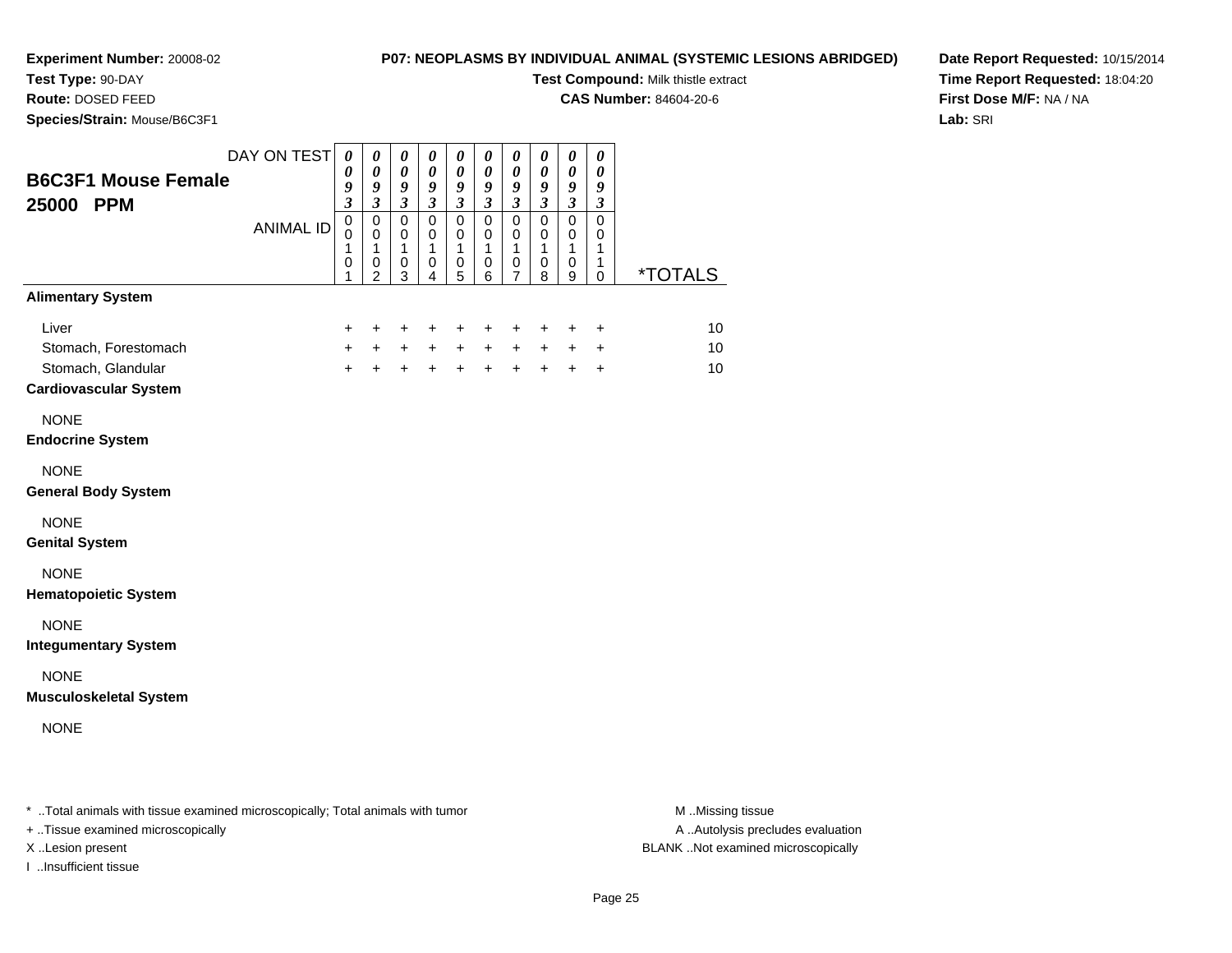**Experiment Number:** 20008-02
**Test Type:** 90-DAY
**Route:** DOSED FEED
**Species/Strain:** Mouse/B6C3F1

**P07: NEOPLASMS BY INDIVIDUAL ANIMAL (SYSTEMIC LESIONS ABRIDGED)**
**Test Compound:** Milk thistle extract
**CAS Number:** 84604-20-6

**Date Report Requested:** 10/15/2014
**Time Report Requested:** 18:04:20
**First Dose M/F:** NA / NA
**Lab:** SRI

## B6C3F1 Mouse Female 25000 PPM

| DAY ON TEST | 0093 | 0093 | 0093 | 0093 | 0093 | 0093 | 0093 | 0093 | 0093 | 0093 | |
|---|---|---|---|---|---|---|---|---|---|---|---|
| ANIMAL ID | 00101 | 00102 | 00103 | 00104 | 00105 | 00106 | 00107 | 00108 | 00109 | 00110 | *TOTALS |
| **Alimentary System** | | | | | | | | | | | |
| Liver | + | + | + | + | + | + | + | + | + | + | 10 |
| Stomach, Forestomach | + | + | + | + | + | + | + | + | + | + | 10 |
| Stomach, Glandular | + | + | + | + | + | + | + | + | + | + | 10 |
| **Cardiovascular System** | | | | | | | | | | | |
| NONE | | | | | | | | | | | |
| **Endocrine System** | | | | | | | | | | | |
| NONE | | | | | | | | | | | |
| **General Body System** | | | | | | | | | | | |
| NONE | | | | | | | | | | | |
| **Genital System** | | | | | | | | | | | |
| NONE | | | | | | | | | | | |
| **Hematopoietic System** | | | | | | | | | | | |
| NONE | | | | | | | | | | | |
| **Integumentary System** | | | | | | | | | | | |
| NONE | | | | | | | | | | | |
| **Musculoskeletal System** | | | | | | | | | | | |
| NONE | | | | | | | | | | | |

* ..Total animals with tissue examined microscopically; Total animals with tumor
+ ..Tissue examined microscopically
X ..Lesion present
I ..Insufficient tissue

M ..Missing tissue
A ..Autolysis precludes evaluation
BLANK ..Not examined microscopically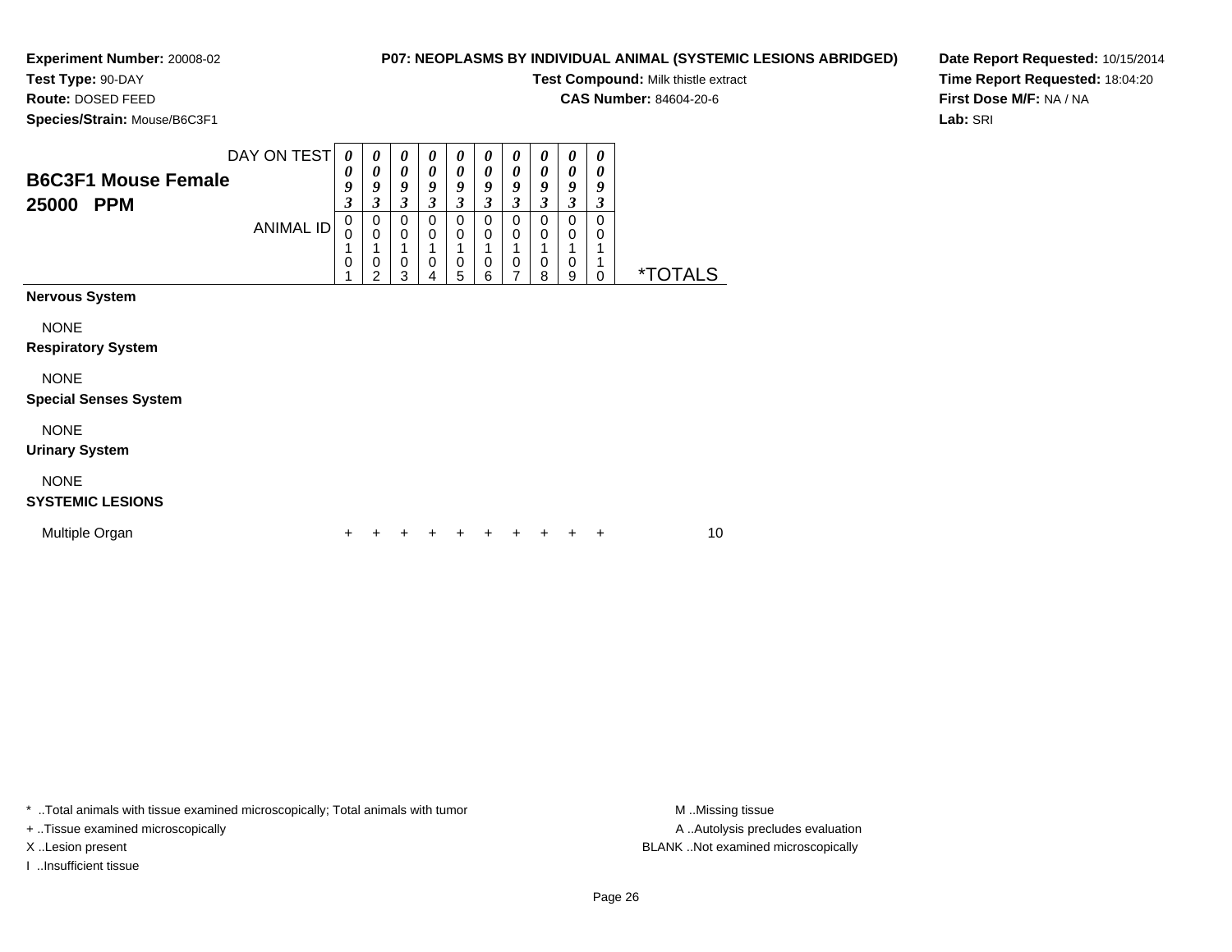**Experiment Number:** 20008-02
**Test Type:** 90-DAY
**Route:** DOSED FEED
**Species/Strain:** Mouse/B6C3F1

**P07: NEOPLASMS BY INDIVIDUAL ANIMAL (SYSTEMIC LESIONS ABRIDGED)**
**Test Compound:** Milk thistle extract
**CAS Number:** 84604-20-6

**Date Report Requested:** 10/15/2014
**Time Report Requested:** 18:04:20
**First Dose M/F:** NA / NA
**Lab:** SRI

## B6C3F1 Mouse Female 25000 PPM

| DAY ON TEST | 0093 | 0093 | 0093 | 0093 | 0093 | 0093 | 0093 | 0093 | 0093 | 0093 | |
|---|---|---|---|---|---|---|---|---|---|---|---|
| ANIMAL ID | 00101 | 00102 | 00103 | 00104 | 00105 | 00106 | 00107 | 00108 | 00109 | 00110 | *TOTALS |
| **Nervous System** | | | | | | | | | | | |
| NONE | | | | | | | | | | | |
| **Respiratory System** | | | | | | | | | | | |
| NONE | | | | | | | | | | | |
| **Special Senses System** | | | | | | | | | | | |
| NONE | | | | | | | | | | | |
| **Urinary System** | | | | | | | | | | | |
| NONE | | | | | | | | | | | |
| **SYSTEMIC LESIONS** | | | | | | | | | | | |
| Multiple Organ | + | + | + | + | + | + | + | + | + | + | 10 |

* ..Total animals with tissue examined microscopically; Total animals with tumor
+ ..Tissue examined microscopically
X ..Lesion present
I ..Insufficient tissue

M ..Missing tissue
A ..Autolysis precludes evaluation
BLANK ..Not examined microscopically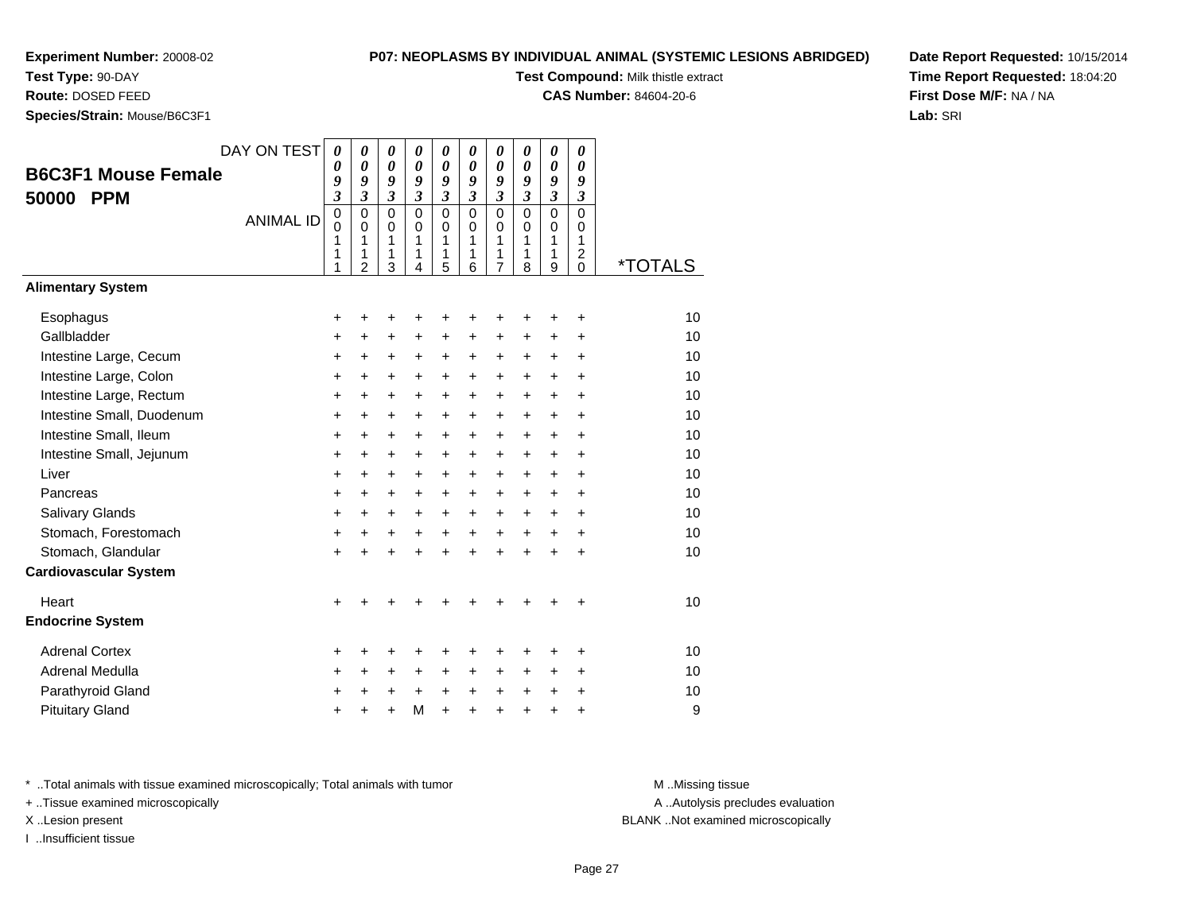**Experiment Number:** 20008-02
**Test Type:** 90-DAY
**Route:** DOSED FEED
**Species/Strain:** Mouse/B6C3F1

**P07: NEOPLASMS BY INDIVIDUAL ANIMAL (SYSTEMIC LESIONS ABRIDGED)**
**Test Compound:** Milk thistle extract
**CAS Number:** 84604-20-6

**Date Report Requested:** 10/15/2014
**Time Report Requested:** 18:04:20
**First Dose M/F:** NA / NA
**Lab:** SRI

## B6C3F1 Mouse Female 50000 PPM

| DAY ON TEST | 0093 | 0093 | 0093 | 0093 | 0093 | 0093 | 0093 | 0093 | 0093 | 0093 | |
|---|---|---|---|---|---|---|---|---|---|---|---|
| ANIMAL ID | 00111 | 00112 | 00113 | 00114 | 00115 | 00116 | 00117 | 00118 | 00119 | 00120 | *TOTALS |
| **Alimentary System** | | | | | | | | | | | |
| Esophagus | + | + | + | + | + | + | + | + | + | + | 10 |
| Gallbladder | + | + | + | + | + | + | + | + | + | + | 10 |
| Intestine Large, Cecum | + | + | + | + | + | + | + | + | + | + | 10 |
| Intestine Large, Colon | + | + | + | + | + | + | + | + | + | + | 10 |
| Intestine Large, Rectum | + | + | + | + | + | + | + | + | + | + | 10 |
| Intestine Small, Duodenum | + | + | + | + | + | + | + | + | + | + | 10 |
| Intestine Small, Ileum | + | + | + | + | + | + | + | + | + | + | 10 |
| Intestine Small, Jejunum | + | + | + | + | + | + | + | + | + | + | 10 |
| Liver | + | + | + | + | + | + | + | + | + | + | 10 |
| Pancreas | + | + | + | + | + | + | + | + | + | + | 10 |
| Salivary Glands | + | + | + | + | + | + | + | + | + | + | 10 |
| Stomach, Forestomach | + | + | + | + | + | + | + | + | + | + | 10 |
| Stomach, Glandular | + | + | + | + | + | + | + | + | + | + | 10 |
| **Cardiovascular System** | | | | | | | | | | | |
| Heart | + | + | + | + | + | + | + | + | + | + | 10 |
| **Endocrine System** | | | | | | | | | | | |
| Adrenal Cortex | + | + | + | + | + | + | + | + | + | + | 10 |
| Adrenal Medulla | + | + | + | + | + | + | + | + | + | + | 10 |
| Parathyroid Gland | + | + | + | + | + | + | + | + | + | + | 10 |
| Pituitary Gland | + | + | + | M | + | + | + | + | + | + | 9 |

* ..Total animals with tissue examined microscopically; Total animals with tumor
+ ..Tissue examined microscopically
X ..Lesion present
I ..Insufficient tissue

M ..Missing tissue
A ..Autolysis precludes evaluation
BLANK ..Not examined microscopically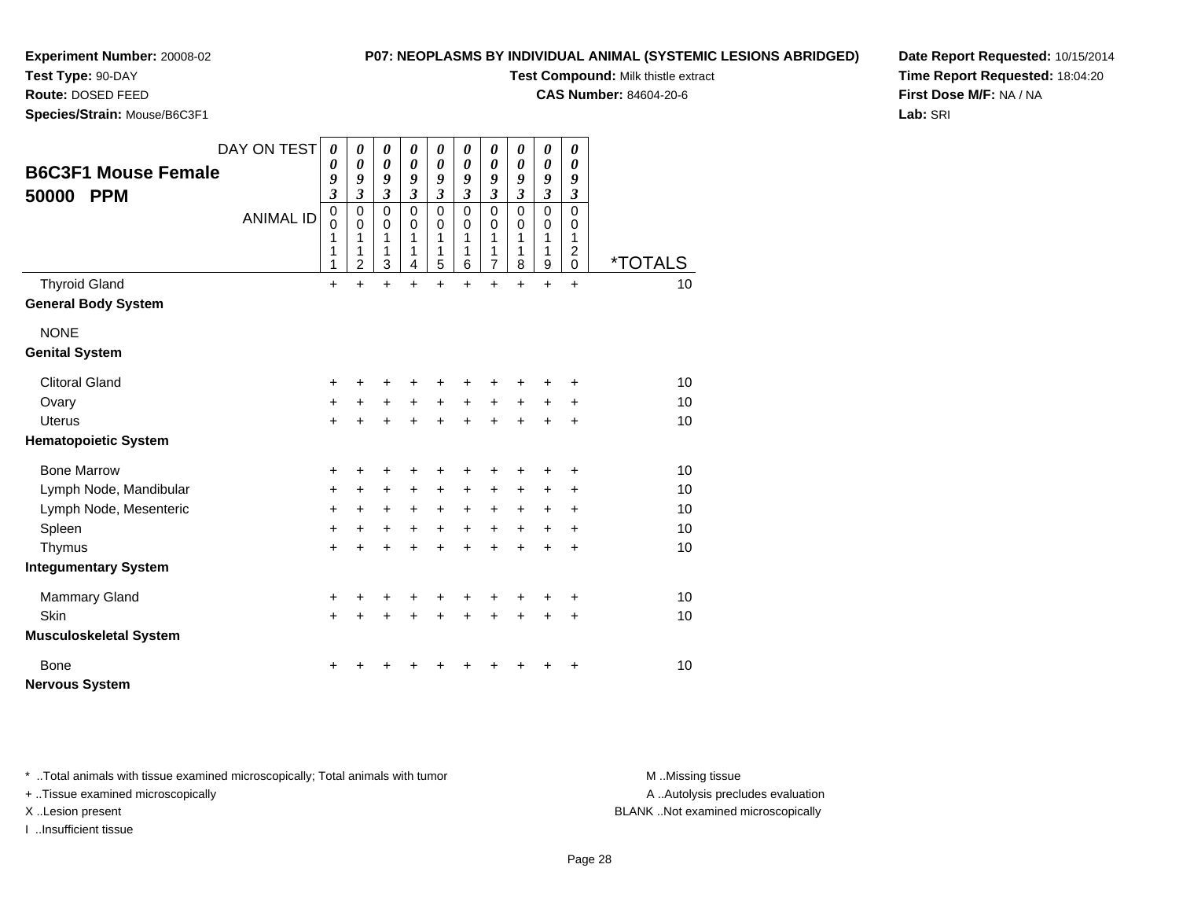**Experiment Number:** 20008-02
**Test Type:** 90-DAY
**Route:** DOSED FEED
**Species/Strain:** Mouse/B6C3F1

**P07: NEOPLASMS BY INDIVIDUAL ANIMAL (SYSTEMIC LESIONS ABRIDGED)**
**Test Compound:** Milk thistle extract
**CAS Number:** 84604-20-6

**Date Report Requested:** 10/15/2014
**Time Report Requested:** 18:04:20
**First Dose M/F:** NA / NA
**Lab:** SRI

| B6C3F1 Mouse Female 50000 PPM | | | | | | | | | | | |
|---|---|---|---|---|---|---|---|---|---|---|---|
| DAY ON TEST | 0093 | 0093 | 0093 | 0093 | 0093 | 0093 | 0093 | 0093 | 0093 | 0093 | |
| ANIMAL ID | 00111 | 00112 | 00113 | 00114 | 00115 | 00116 | 00117 | 00118 | 00119 | 00120 | *TOTALS |
| Thyroid Gland | + | + | + | + | + | + | + | + | + | + | 10 |
| **General Body System** | | | | | | | | | | | |
| NONE | | | | | | | | | | | |
| **Genital System** | | | | | | | | | | | |
| Clitoral Gland | + | + | + | + | + | + | + | + | + | + | 10 |
| Ovary | + | + | + | + | + | + | + | + | + | + | 10 |
| Uterus | + | + | + | + | + | + | + | + | + | + | 10 |
| **Hematopoietic System** | | | | | | | | | | | |
| Bone Marrow | + | + | + | + | + | + | + | + | + | + | 10 |
| Lymph Node, Mandibular | + | + | + | + | + | + | + | + | + | + | 10 |
| Lymph Node, Mesenteric | + | + | + | + | + | + | + | + | + | + | 10 |
| Spleen | + | + | + | + | + | + | + | + | + | + | 10 |
| Thymus | + | + | + | + | + | + | + | + | + | + | 10 |
| **Integumentary System** | | | | | | | | | | | |
| Mammary Gland | + | + | + | + | + | + | + | + | + | + | 10 |
| Skin | + | + | + | + | + | + | + | + | + | + | 10 |
| **Musculoskeletal System** | | | | | | | | | | | |
| Bone | + | + | + | + | + | + | + | + | + | + | 10 |
| **Nervous System** | | | | | | | | | | | |

* ..Total animals with tissue examined microscopically; Total animals with tumor
+ ..Tissue examined microscopically
X ..Lesion present
I ..Insufficient tissue

M ..Missing tissue
A ..Autolysis precludes evaluation
BLANK ..Not examined microscopically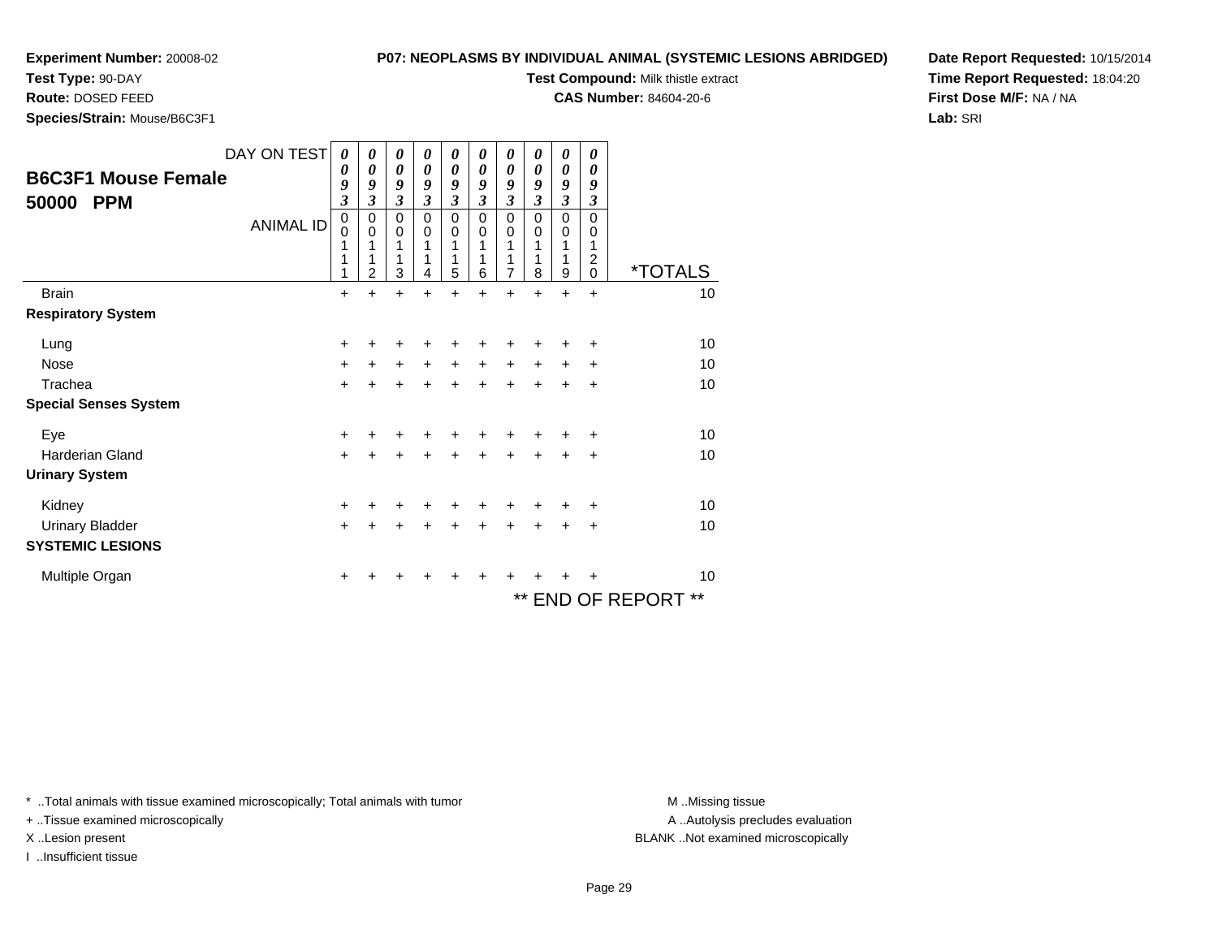**Experiment Number:** 20008-02
**Test Type:** 90-DAY
**Route:** DOSED FEED
**Species/Strain:** Mouse/B6C3F1

**P07: NEOPLASMS BY INDIVIDUAL ANIMAL (SYSTEMIC LESIONS ABRIDGED)**
**Test Compound:** Milk thistle extract
**CAS Number:** 84604-20-6

**Date Report Requested:** 10/15/2014
**Time Report Requested:** 18:04:20
**First Dose M/F:** NA / NA
**Lab:** SRI

## B6C3F1 Mouse Female 50000 PPM

| DAY ON TEST | 0093 | 0093 | 0093 | 0093 | 0093 | 0093 | 0093 | 0093 | 0093 | 0093 | |
|---|---|---|---|---|---|---|---|---|---|---|---|
| ANIMAL ID | 00111 | 00112 | 00113 | 00114 | 00115 | 00116 | 00117 | 00118 | 00119 | 00120 | *TOTALS |
| Brain | + | + | + | + | + | + | + | + | + | + | 10 |
| **Respiratory System** | | | | | | | | | | | |
| Lung | + | + | + | + | + | + | + | + | + | + | 10 |
| Nose | + | + | + | + | + | + | + | + | + | + | 10 |
| Trachea | + | + | + | + | + | + | + | + | + | + | 10 |
| **Special Senses System** | | | | | | | | | | | |
| Eye | + | + | + | + | + | + | + | + | + | + | 10 |
| Harderian Gland | + | + | + | + | + | + | + | + | + | + | 10 |
| **Urinary System** | | | | | | | | | | | |
| Kidney | + | + | + | + | + | + | + | + | + | + | 10 |
| Urinary Bladder | + | + | + | + | + | + | + | + | + | + | 10 |
| **SYSTEMIC LESIONS** | | | | | | | | | | | |
| Multiple Organ | + | + | + | + | + | + | + | + | + | + | 10 |

** END OF REPORT **

* ..Total animals with tissue examined microscopically; Total animals with tumor
+ ..Tissue examined microscopically
X ..Lesion present
I ..Insufficient tissue

M ..Missing tissue
A ..Autolysis precludes evaluation
BLANK ..Not examined microscopically